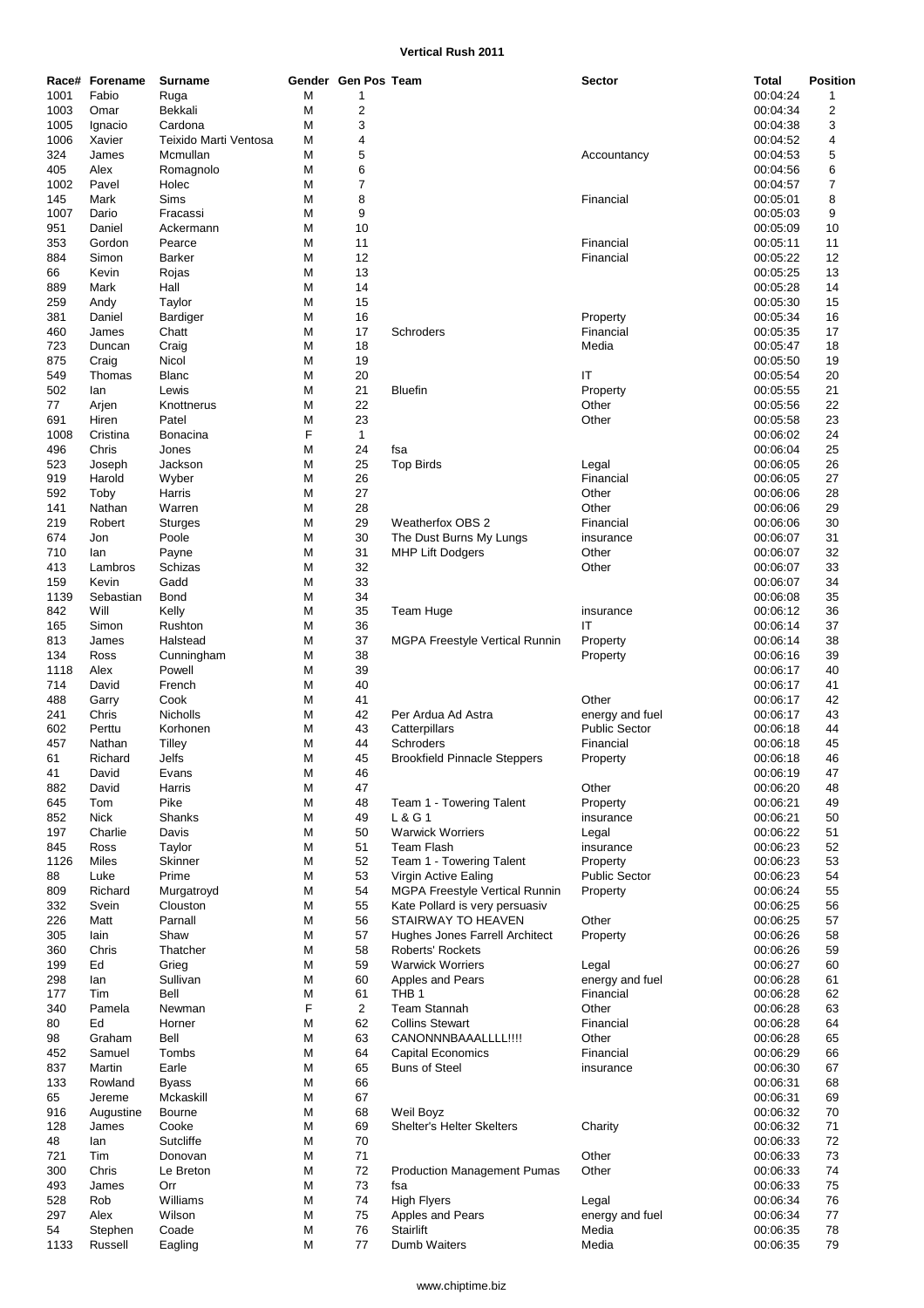# Vertical Rush 2011

| Race# | Forename | Surname | Gender | Gen Pos | Team | Sector | Total | Position |
|---|---|---|---|---|---|---|---|---|
| 1001 | Fabio | Ruga | M | 1 | | | 00:04:24 | 1 |
| 1003 | Omar | Bekkali | M | 2 | | | 00:04:34 | 2 |
| 1005 | Ignacio | Cardona | M | 3 | | | 00:04:38 | 3 |
| 1006 | Xavier | Teixido Marti Ventosa | M | 4 | | | 00:04:52 | 4 |
| 324 | James | Mcmullan | M | 5 | | Accountancy | 00:04:53 | 5 |
| 405 | Alex | Romagnolo | M | 6 | | | 00:04:56 | 6 |
| 1002 | Pavel | Holec | M | 7 | | | 00:04:57 | 7 |
| 145 | Mark | Sims | M | 8 | | Financial | 00:05:01 | 8 |
| 1007 | Dario | Fracassi | M | 9 | | | 00:05:03 | 9 |
| 951 | Daniel | Ackermann | M | 10 | | | 00:05:09 | 10 |
| 353 | Gordon | Pearce | M | 11 | | Financial | 00:05:11 | 11 |
| 884 | Simon | Barker | M | 12 | | Financial | 00:05:22 | 12 |
| 66 | Kevin | Rojas | M | 13 | | | 00:05:25 | 13 |
| 889 | Mark | Hall | M | 14 | | | 00:05:28 | 14 |
| 259 | Andy | Taylor | M | 15 | | | 00:05:30 | 15 |
| 381 | Daniel | Bardiger | M | 16 | | Property | 00:05:34 | 16 |
| 460 | James | Chatt | M | 17 | Schroders | Financial | 00:05:35 | 17 |
| 723 | Duncan | Craig | M | 18 | | Media | 00:05:47 | 18 |
| 875 | Craig | Nicol | M | 19 | | | 00:05:50 | 19 |
| 549 | Thomas | Blanc | M | 20 | | IT | 00:05:54 | 20 |
| 502 | Ian | Lewis | M | 21 | Bluefin | Property | 00:05:55 | 21 |
| 77 | Arjen | Knottnerus | M | 22 | | Other | 00:05:56 | 22 |
| 691 | Hiren | Patel | M | 23 | | Other | 00:05:58 | 23 |
| 1008 | Cristina | Bonacina | F | 1 | | | 00:06:02 | 24 |
| 496 | Chris | Jones | M | 24 | fsa | | 00:06:04 | 25 |
| 523 | Joseph | Jackson | M | 25 | Top Birds | Legal | 00:06:05 | 26 |
| 919 | Harold | Wyber | M | 26 | | Financial | 00:06:05 | 27 |
| 592 | Toby | Harris | M | 27 | | Other | 00:06:06 | 28 |
| 141 | Nathan | Warren | M | 28 | | Other | 00:06:06 | 29 |
| 219 | Robert | Sturges | M | 29 | Weatherfox OBS 2 | Financial | 00:06:06 | 30 |
| 674 | Jon | Poole | M | 30 | The Dust Burns My Lungs | insurance | 00:06:07 | 31 |
| 710 | Ian | Payne | M | 31 | MHP Lift Dodgers | Other | 00:06:07 | 32 |
| 413 | Lambros | Schizas | M | 32 | | Other | 00:06:07 | 33 |
| 159 | Kevin | Gadd | M | 33 | | | 00:06:07 | 34 |
| 1139 | Sebastian | Bond | M | 34 | | | 00:06:08 | 35 |
| 842 | Will | Kelly | M | 35 | Team Huge | insurance | 00:06:12 | 36 |
| 165 | Simon | Rushton | M | 36 | | IT | 00:06:14 | 37 |
| 813 | James | Halstead | M | 37 | MGPA Freestyle Vertical Runnin | Property | 00:06:14 | 38 |
| 134 | Ross | Cunningham | M | 38 | | Property | 00:06:16 | 39 |
| 1118 | Alex | Powell | M | 39 | | | 00:06:17 | 40 |
| 714 | David | French | M | 40 | | | 00:06:17 | 41 |
| 488 | Garry | Cook | M | 41 | | Other | 00:06:17 | 42 |
| 241 | Chris | Nicholls | M | 42 | Per Ardua Ad Astra | energy and fuel | 00:06:17 | 43 |
| 602 | Perttu | Korhonen | M | 43 | Catterpillars | Public Sector | 00:06:18 | 44 |
| 457 | Nathan | Tilley | M | 44 | Schroders | Financial | 00:06:18 | 45 |
| 61 | Richard | Jelfs | M | 45 | Brookfield Pinnacle Steppers | Property | 00:06:18 | 46 |
| 41 | David | Evans | M | 46 | | | 00:06:19 | 47 |
| 882 | David | Harris | M | 47 | | Other | 00:06:20 | 48 |
| 645 | Tom | Pike | M | 48 | Team 1 - Towering Talent | Property | 00:06:21 | 49 |
| 852 | Nick | Shanks | M | 49 | L & G 1 | insurance | 00:06:21 | 50 |
| 197 | Charlie | Davis | M | 50 | Warwick Worriers | Legal | 00:06:22 | 51 |
| 845 | Ross | Taylor | M | 51 | Team Flash | insurance | 00:06:23 | 52 |
| 1126 | Miles | Skinner | M | 52 | Team 1 - Towering Talent | Property | 00:06:23 | 53 |
| 88 | Luke | Prime | M | 53 | Virgin Active Ealing | Public Sector | 00:06:23 | 54 |
| 809 | Richard | Murgatroyd | M | 54 | MGPA Freestyle Vertical Runnin | Property | 00:06:24 | 55 |
| 332 | Svein | Clouston | M | 55 | Kate Pollard is very persuasiv | | 00:06:25 | 56 |
| 226 | Matt | Parnall | M | 56 | STAIRWAY TO HEAVEN | Other | 00:06:25 | 57 |
| 305 | Iain | Shaw | M | 57 | Hughes Jones Farrell Architect | Property | 00:06:26 | 58 |
| 360 | Chris | Thatcher | M | 58 | Roberts' Rockets | | 00:06:26 | 59 |
| 199 | Ed | Grieg | M | 59 | Warwick Worriers | Legal | 00:06:27 | 60 |
| 298 | Ian | Sullivan | M | 60 | Apples and Pears | energy and fuel | 00:06:28 | 61 |
| 177 | Tim | Bell | M | 61 | THB 1 | Financial | 00:06:28 | 62 |
| 340 | Pamela | Newman | F | 2 | Team Stannah | Other | 00:06:28 | 63 |
| 80 | Ed | Horner | M | 62 | Collins Stewart | Financial | 00:06:28 | 64 |
| 98 | Graham | Bell | M | 63 | CANONNNBAAALLLL!!!! | Other | 00:06:28 | 65 |
| 452 | Samuel | Tombs | M | 64 | Capital Economics | Financial | 00:06:29 | 66 |
| 837 | Martin | Earle | M | 65 | Buns of Steel | insurance | 00:06:30 | 67 |
| 133 | Rowland | Byass | M | 66 | | | 00:06:31 | 68 |
| 65 | Jereme | Mckaskill | M | 67 | | | 00:06:31 | 69 |
| 916 | Augustine | Bourne | M | 68 | Weil Boyz | | 00:06:32 | 70 |
| 128 | James | Cooke | M | 69 | Shelter's Helter Skelters | Charity | 00:06:32 | 71 |
| 48 | Ian | Sutcliffe | M | 70 | | | 00:06:33 | 72 |
| 721 | Tim | Donovan | M | 71 | | Other | 00:06:33 | 73 |
| 300 | Chris | Le Breton | M | 72 | Production Management Pumas | Other | 00:06:33 | 74 |
| 493 | James | Orr | M | 73 | fsa | | 00:06:33 | 75 |
| 528 | Rob | Williams | M | 74 | High Flyers | Legal | 00:06:34 | 76 |
| 297 | Alex | Wilson | M | 75 | Apples and Pears | energy and fuel | 00:06:34 | 77 |
| 54 | Stephen | Coade | M | 76 | Stairlift | Media | 00:06:35 | 78 |
| 1133 | Russell | Eagling | M | 77 | Dumb Waiters | Media | 00:06:35 | 79 |

www.chiptime.biz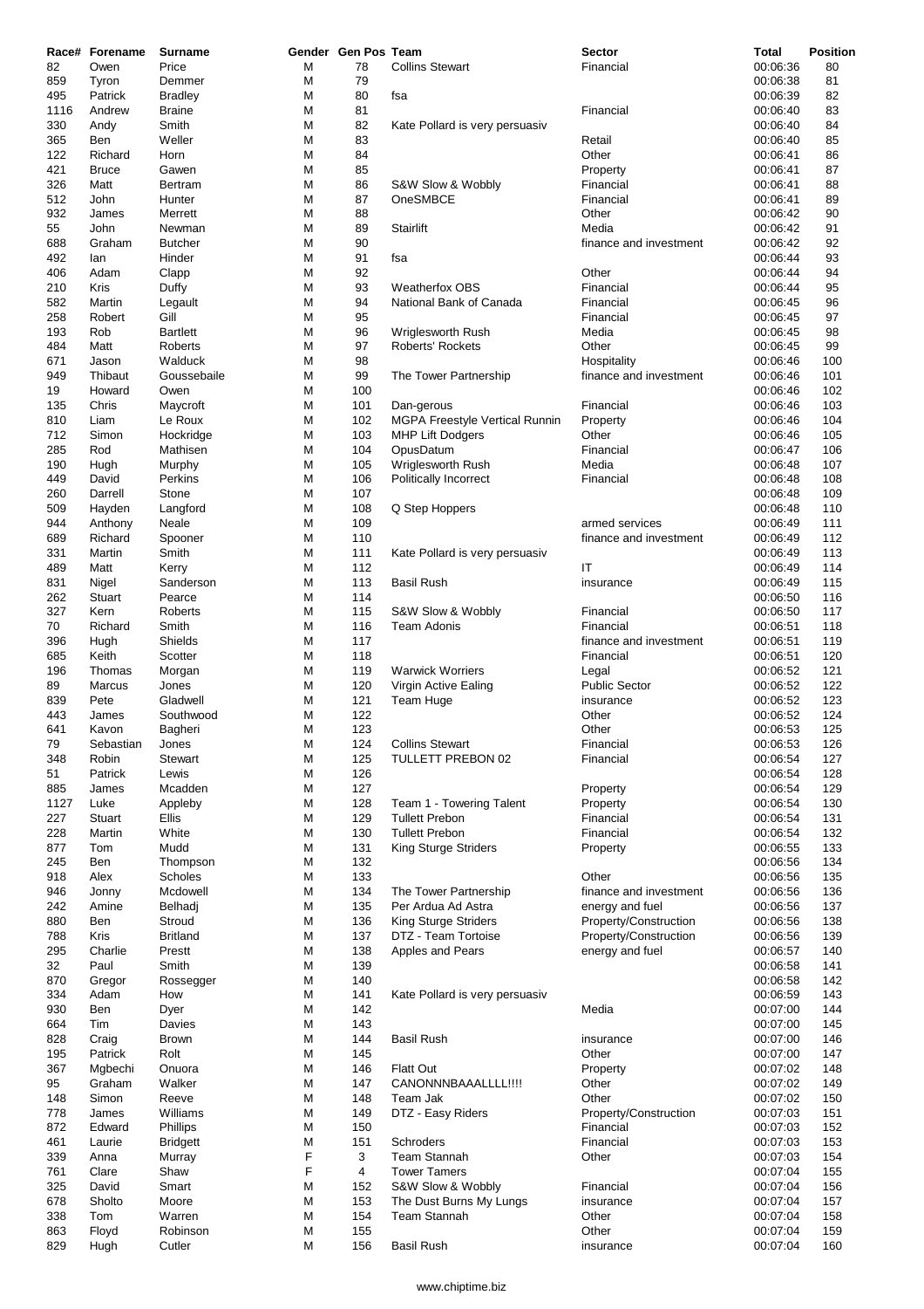| Race# | Forename | Surname | Gender | Gen Pos | Team | Sector | Total | Position |
|---|---|---|---|---|---|---|---|---|
| 82 | Owen | Price | M | 78 | Collins Stewart | Financial | 00:06:36 | 80 |
| 859 | Tyron | Demmer | M | 79 | | | 00:06:38 | 81 |
| 495 | Patrick | Bradley | M | 80 | fsa | | 00:06:39 | 82 |
| 1116 | Andrew | Braine | M | 81 | | Financial | 00:06:40 | 83 |
| 330 | Andy | Smith | M | 82 | Kate Pollard is very persuasiv | | 00:06:40 | 84 |
| 365 | Ben | Weller | M | 83 | | Retail | 00:06:40 | 85 |
| 122 | Richard | Horn | M | 84 | | Other | 00:06:41 | 86 |
| 421 | Bruce | Gawen | M | 85 | | Property | 00:06:41 | 87 |
| 326 | Matt | Bertram | M | 86 | S&W Slow & Wobbly | Financial | 00:06:41 | 88 |
| 512 | John | Hunter | M | 87 | OneSMBCE | Financial | 00:06:41 | 89 |
| 932 | James | Merrett | M | 88 | | Other | 00:06:42 | 90 |
| 55 | John | Newman | M | 89 | Stairlift | Media | 00:06:42 | 91 |
| 688 | Graham | Butcher | M | 90 | | finance and investment | 00:06:42 | 92 |
| 492 | Ian | Hinder | M | 91 | fsa | | 00:06:44 | 93 |
| 406 | Adam | Clapp | M | 92 | | Other | 00:06:44 | 94 |
| 210 | Kris | Duffy | M | 93 | Weatherfox OBS | Financial | 00:06:44 | 95 |
| 582 | Martin | Legault | M | 94 | National Bank of Canada | Financial | 00:06:45 | 96 |
| 258 | Robert | Gill | M | 95 | | Financial | 00:06:45 | 97 |
| 193 | Rob | Bartlett | M | 96 | Wriglesworth Rush | Media | 00:06:45 | 98 |
| 484 | Matt | Roberts | M | 97 | Roberts' Rockets | Other | 00:06:45 | 99 |
| 671 | Jason | Walduck | M | 98 | | Hospitality | 00:06:46 | 100 |
| 949 | Thibaut | Goussebaile | M | 99 | The Tower Partnership | finance and investment | 00:06:46 | 101 |
| 19 | Howard | Owen | M | 100 | | | 00:06:46 | 102 |
| 135 | Chris | Maycroft | M | 101 | Dan-gerous | Financial | 00:06:46 | 103 |
| 810 | Liam | Le Roux | M | 102 | MGPA Freestyle Vertical Runnin | Property | 00:06:46 | 104 |
| 712 | Simon | Hockridge | M | 103 | MHP Lift Dodgers | Other | 00:06:46 | 105 |
| 285 | Rod | Mathisen | M | 104 | OpusDatum | Financial | 00:06:47 | 106 |
| 190 | Hugh | Murphy | M | 105 | Wriglesworth Rush | Media | 00:06:48 | 107 |
| 449 | David | Perkins | M | 106 | Politically Incorrect | Financial | 00:06:48 | 108 |
| 260 | Darrell | Stone | M | 107 | | | 00:06:48 | 109 |
| 509 | Hayden | Langford | M | 108 | Q Step Hoppers | | 00:06:48 | 110 |
| 944 | Anthony | Neale | M | 109 | | armed services | 00:06:49 | 111 |
| 689 | Richard | Spooner | M | 110 | | finance and investment | 00:06:49 | 112 |
| 331 | Martin | Smith | M | 111 | Kate Pollard is very persuasiv | | 00:06:49 | 113 |
| 489 | Matt | Kerry | M | 112 | | IT | 00:06:49 | 114 |
| 831 | Nigel | Sanderson | M | 113 | Basil Rush | insurance | 00:06:49 | 115 |
| 262 | Stuart | Pearce | M | 114 | | | 00:06:50 | 116 |
| 327 | Kern | Roberts | M | 115 | S&W Slow & Wobbly | Financial | 00:06:50 | 117 |
| 70 | Richard | Smith | M | 116 | Team Adonis | Financial | 00:06:51 | 118 |
| 396 | Hugh | Shields | M | 117 | | finance and investment | 00:06:51 | 119 |
| 685 | Keith | Scotter | M | 118 | | Financial | 00:06:51 | 120 |
| 196 | Thomas | Morgan | M | 119 | Warwick Worriers | Legal | 00:06:52 | 121 |
| 89 | Marcus | Jones | M | 120 | Virgin Active Ealing | Public Sector | 00:06:52 | 122 |
| 839 | Pete | Gladwell | M | 121 | Team Huge | insurance | 00:06:52 | 123 |
| 443 | James | Southwood | M | 122 | | Other | 00:06:52 | 124 |
| 641 | Kavon | Bagheri | M | 123 | | Other | 00:06:53 | 125 |
| 79 | Sebastian | Jones | M | 124 | Collins Stewart | Financial | 00:06:53 | 126 |
| 348 | Robin | Stewart | M | 125 | TULLETT PREBON 02 | Financial | 00:06:54 | 127 |
| 51 | Patrick | Lewis | M | 126 | | | 00:06:54 | 128 |
| 885 | James | Mcadden | M | 127 | | Property | 00:06:54 | 129 |
| 1127 | Luke | Appleby | M | 128 | Team 1 - Towering Talent | Property | 00:06:54 | 130 |
| 227 | Stuart | Ellis | M | 129 | Tullett Prebon | Financial | 00:06:54 | 131 |
| 228 | Martin | White | M | 130 | Tullett Prebon | Financial | 00:06:54 | 132 |
| 877 | Tom | Mudd | M | 131 | King Sturge Striders | Property | 00:06:55 | 133 |
| 245 | Ben | Thompson | M | 132 | | | 00:06:56 | 134 |
| 918 | Alex | Scholes | M | 133 | | Other | 00:06:56 | 135 |
| 946 | Jonny | Mcdowell | M | 134 | The Tower Partnership | finance and investment | 00:06:56 | 136 |
| 242 | Amine | Belhadj | M | 135 | Per Ardua Ad Astra | energy and fuel | 00:06:56 | 137 |
| 880 | Ben | Stroud | M | 136 | King Sturge Striders | Property/Construction | 00:06:56 | 138 |
| 788 | Kris | Britland | M | 137 | DTZ - Team Tortoise | Property/Construction | 00:06:56 | 139 |
| 295 | Charlie | Prestt | M | 138 | Apples and Pears | energy and fuel | 00:06:57 | 140 |
| 32 | Paul | Smith | M | 139 | | | 00:06:58 | 141 |
| 870 | Gregor | Rossegger | M | 140 | | | 00:06:58 | 142 |
| 334 | Adam | How | M | 141 | Kate Pollard is very persuasiv | | 00:06:59 | 143 |
| 930 | Ben | Dyer | M | 142 | | Media | 00:07:00 | 144 |
| 664 | Tim | Davies | M | 143 | | | 00:07:00 | 145 |
| 828 | Craig | Brown | M | 144 | Basil Rush | insurance | 00:07:00 | 146 |
| 195 | Patrick | Rolt | M | 145 | | Other | 00:07:00 | 147 |
| 367 | Mgbechi | Onuora | M | 146 | Flatt Out | Property | 00:07:02 | 148 |
| 95 | Graham | Walker | M | 147 | CANONNNBAAALLLL!!!! | Other | 00:07:02 | 149 |
| 148 | Simon | Reeve | M | 148 | Team Jak | Other | 00:07:02 | 150 |
| 778 | James | Williams | M | 149 | DTZ - Easy Riders | Property/Construction | 00:07:03 | 151 |
| 872 | Edward | Phillips | M | 150 | | Financial | 00:07:03 | 152 |
| 461 | Laurie | Bridgett | M | 151 | Schroders | Financial | 00:07:03 | 153 |
| 339 | Anna | Murray | F | 3 | Team Stannah | Other | 00:07:03 | 154 |
| 761 | Clare | Shaw | F | 4 | Tower Tamers | | 00:07:04 | 155 |
| 325 | David | Smart | M | 152 | S&W Slow & Wobbly | Financial | 00:07:04 | 156 |
| 678 | Sholto | Moore | M | 153 | The Dust Burns My Lungs | insurance | 00:07:04 | 157 |
| 338 | Tom | Warren | M | 154 | Team Stannah | Other | 00:07:04 | 158 |
| 863 | Floyd | Robinson | M | 155 | | Other | 00:07:04 | 159 |
| 829 | Hugh | Cutler | M | 156 | Basil Rush | insurance | 00:07:04 | 160 |

www.chiptime.biz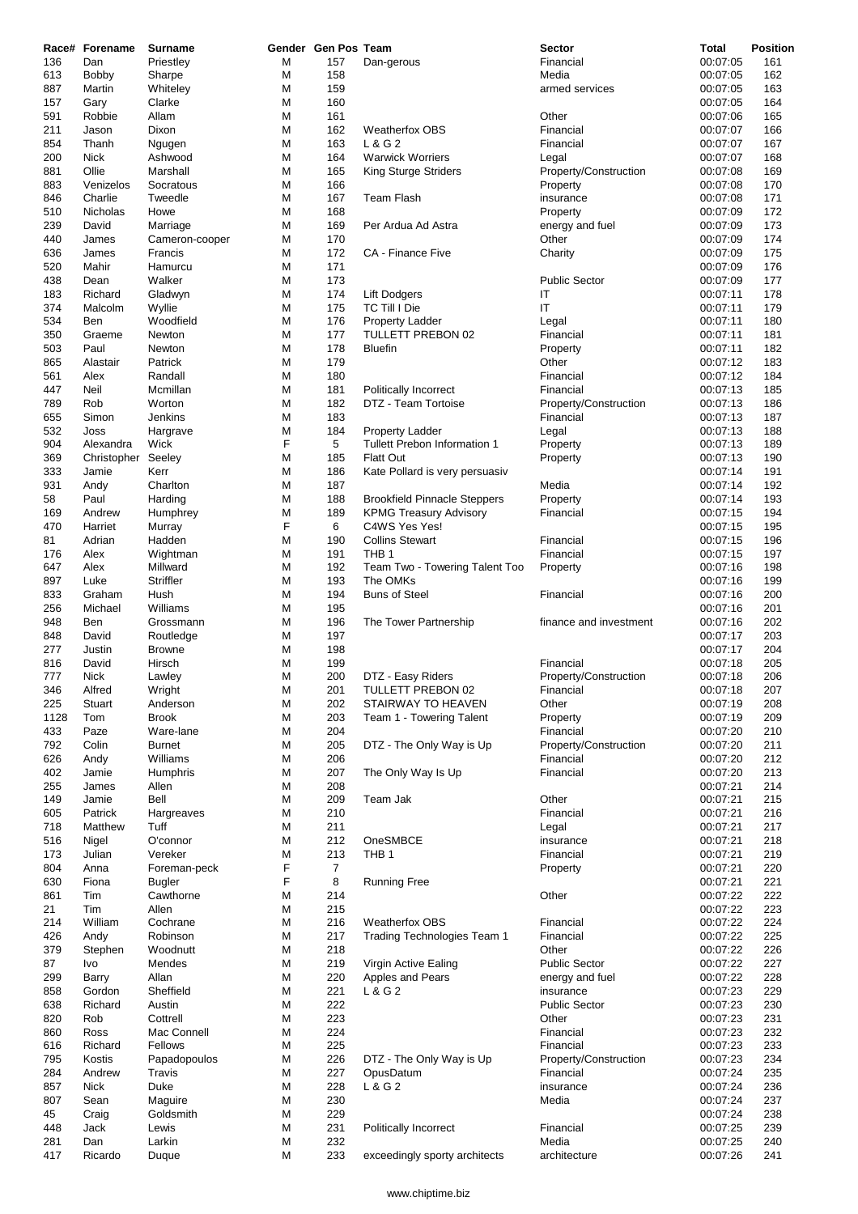| Race# | Forename | Surname | Gender | Gen Pos | Team | Sector | Total | Position |
|---|---|---|---|---|---|---|---|---|
| 136 | Dan | Priestley | M | 157 | Dan-gerous | Financial | 00:07:05 | 161 |
| 613 | Bobby | Sharpe | M | 158 | | Media | 00:07:05 | 162 |
| 887 | Martin | Whiteley | M | 159 | | armed services | 00:07:05 | 163 |
| 157 | Gary | Clarke | M | 160 | | | 00:07:05 | 164 |
| 591 | Robbie | Allam | M | 161 | | Other | 00:07:06 | 165 |
| 211 | Jason | Dixon | M | 162 | Weatherfox OBS | Financial | 00:07:07 | 166 |
| 854 | Thanh | Ngugen | M | 163 | L & G 2 | Financial | 00:07:07 | 167 |
| 200 | Nick | Ashwood | M | 164 | Warwick Worriers | Legal | 00:07:07 | 168 |
| 881 | Ollie | Marshall | M | 165 | King Sturge Striders | Property/Construction | 00:07:08 | 169 |
| 883 | Venizelos | Socratous | M | 166 | | Property | 00:07:08 | 170 |
| 846 | Charlie | Tweedle | M | 167 | Team Flash | insurance | 00:07:08 | 171 |
| 510 | Nicholas | Howe | M | 168 | | Property | 00:07:09 | 172 |
| 239 | David | Marriage | M | 169 | Per Ardua Ad Astra | energy and fuel | 00:07:09 | 173 |
| 440 | James | Cameron-cooper | M | 170 | | Other | 00:07:09 | 174 |
| 636 | James | Francis | M | 172 | CA - Finance Five | Charity | 00:07:09 | 175 |
| 520 | Mahir | Hamurcu | M | 171 | | | 00:07:09 | 176 |
| 438 | Dean | Walker | M | 173 | | Public Sector | 00:07:09 | 177 |
| 183 | Richard | Gladwyn | M | 174 | Lift Dodgers | IT | 00:07:11 | 178 |
| 374 | Malcolm | Wyllie | M | 175 | TC Till I Die | IT | 00:07:11 | 179 |
| 534 | Ben | Woodfield | M | 176 | Property Ladder | Legal | 00:07:11 | 180 |
| 350 | Graeme | Newton | M | 177 | TULLETT PREBON 02 | Financial | 00:07:11 | 181 |
| 503 | Paul | Newton | M | 178 | Bluefin | Property | 00:07:11 | 182 |
| 865 | Alastair | Patrick | M | 179 | | Other | 00:07:12 | 183 |
| 561 | Alex | Randall | M | 180 | | Financial | 00:07:12 | 184 |
| 447 | Neil | Mcmillan | M | 181 | Politically Incorrect | Financial | 00:07:13 | 185 |
| 789 | Rob | Worton | M | 182 | DTZ - Team Tortoise | Property/Construction | 00:07:13 | 186 |
| 655 | Simon | Jenkins | M | 183 | | Financial | 00:07:13 | 187 |
| 532 | Joss | Hargrave | M | 184 | Property Ladder | Legal | 00:07:13 | 188 |
| 904 | Alexandra | Wick | F | 5 | Tullett Prebon Information 1 | Property | 00:07:13 | 189 |
| 369 | Christopher | Seeley | M | 185 | Flat Out | Property | 00:07:13 | 190 |
| 333 | Jamie | Kerr | M | 186 | Kate Pollard is very persuasiv | | 00:07:14 | 191 |
| 931 | Andy | Charlton | M | 187 | | Media | 00:07:14 | 192 |
| 58 | Paul | Harding | M | 188 | Brookfield Pinnacle Steppers | Property | 00:07:14 | 193 |
| 169 | Andrew | Humphrey | M | 189 | KPMG Treasury Advisory | Financial | 00:07:15 | 194 |
| 470 | Harriet | Murray | F | 6 | C4WS Yes Yes! | | 00:07:15 | 195 |
| 81 | Adrian | Hadden | M | 190 | Collins Stewart | Financial | 00:07:15 | 196 |
| 176 | Alex | Wightman | M | 191 | THB 1 | Financial | 00:07:15 | 197 |
| 647 | Alex | Millward | M | 192 | Team Two - Towering Talent Too | Property | 00:07:16 | 198 |
| 897 | Luke | Striffler | M | 193 | The OMKs | | 00:07:16 | 199 |
| 833 | Graham | Hush | M | 194 | Buns of Steel | Financial | 00:07:16 | 200 |
| 256 | Michael | Williams | M | 195 | | | 00:07:16 | 201 |
| 948 | Ben | Grossmann | M | 196 | The Tower Partnership | finance and investment | 00:07:16 | 202 |
| 848 | David | Routledge | M | 197 | | | 00:07:17 | 203 |
| 277 | Justin | Browne | M | 198 | | | 00:07:17 | 204 |
| 816 | David | Hirsch | M | 199 | | Financial | 00:07:18 | 205 |
| 777 | Nick | Lawley | M | 200 | DTZ - Easy Riders | Property/Construction | 00:07:18 | 206 |
| 346 | Alfred | Wright | M | 201 | TULLETT PREBON 02 | Financial | 00:07:18 | 207 |
| 225 | Stuart | Anderson | M | 202 | STAIRWAY TO HEAVEN | Other | 00:07:19 | 208 |
| 1128 | Tom | Brook | M | 203 | Team 1 - Towering Talent | Property | 00:07:19 | 209 |
| 433 | Paze | Ware-lane | M | 204 | | Financial | 00:07:20 | 210 |
| 792 | Colin | Burnet | M | 205 | DTZ - The Only Way is Up | Property/Construction | 00:07:20 | 211 |
| 626 | Andy | Williams | M | 206 | | Financial | 00:07:20 | 212 |
| 402 | Jamie | Humphris | M | 207 | The Only Way Is Up | Financial | 00:07:20 | 213 |
| 255 | James | Allen | M | 208 | | | 00:07:21 | 214 |
| 149 | Jamie | Bell | M | 209 | Team Jak | Other | 00:07:21 | 215 |
| 605 | Patrick | Hargreaves | M | 210 | | Financial | 00:07:21 | 216 |
| 718 | Matthew | Tuff | M | 211 | | Legal | 00:07:21 | 217 |
| 516 | Nigel | O'connor | M | 212 | OneSMBCE | insurance | 00:07:21 | 218 |
| 173 | Julian | Vereker | M | 213 | THB 1 | Financial | 00:07:21 | 219 |
| 804 | Anna | Foreman-peck | F | 7 | | Property | 00:07:21 | 220 |
| 630 | Fiona | Bugler | F | 8 | Running Free | | 00:07:21 | 221 |
| 861 | Tim | Cawthorne | M | 214 | | Other | 00:07:22 | 222 |
| 21 | Tim | Allen | M | 215 | | | 00:07:22 | 223 |
| 214 | William | Cochrane | M | 216 | Weatherfox OBS | Financial | 00:07:22 | 224 |
| 426 | Andy | Robinson | M | 217 | Trading Technologies Team 1 | Financial | 00:07:22 | 225 |
| 379 | Stephen | Woodnutt | M | 218 | | Other | 00:07:22 | 226 |
| 87 | Ivo | Mendes | M | 219 | Virgin Active Ealing | Public Sector | 00:07:22 | 227 |
| 299 | Barry | Allan | M | 220 | Apples and Pears | energy and fuel | 00:07:22 | 228 |
| 858 | Gordon | Sheffield | M | 221 | L & G 2 | insurance | 00:07:23 | 229 |
| 638 | Richard | Austin | M | 222 | | Public Sector | 00:07:23 | 230 |
| 820 | Rob | Cottrell | M | 223 | | Other | 00:07:23 | 231 |
| 860 | Ross | Mac Connell | M | 224 | | Financial | 00:07:23 | 232 |
| 616 | Richard | Fellows | M | 225 | | Financial | 00:07:23 | 233 |
| 795 | Kostis | Papadopoulos | M | 226 | DTZ - The Only Way is Up | Property/Construction | 00:07:23 | 234 |
| 284 | Andrew | Travis | M | 227 | OpusDatum | Financial | 00:07:24 | 235 |
| 857 | Nick | Duke | M | 228 | L & G 2 | insurance | 00:07:24 | 236 |
| 807 | Sean | Maguire | M | 230 | | Media | 00:07:24 | 237 |
| 45 | Craig | Goldsmith | M | 229 | | | 00:07:24 | 238 |
| 448 | Jack | Lewis | M | 231 | Politically Incorrect | Financial | 00:07:25 | 239 |
| 281 | Dan | Larkin | M | 232 | | Media | 00:07:25 | 240 |
| 417 | Ricardo | Duque | M | 233 | exceedingly sporty architects | architecture | 00:07:26 | 241 |

www.chiptime.biz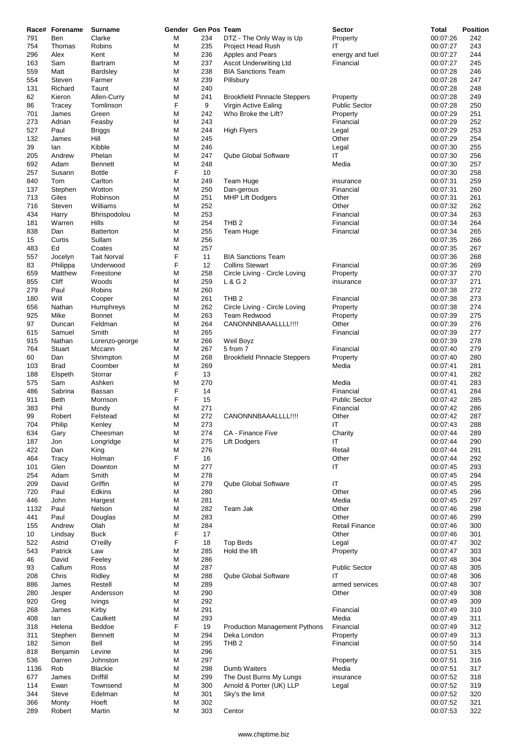| Race# | Forename | Surname | Gender | Gen Pos | Team | Sector | Total | Position |
|---|---|---|---|---|---|---|---|---|
| 791 | Ben | Clarke | M | 234 | DTZ - The Only Way is Up | Property | 00:07:26 | 242 |
| 754 | Thomas | Robins | M | 235 | Project Head Rush | IT | 00:07:27 | 243 |
| 296 | Alex | Kent | M | 236 | Apples and Pears | energy and fuel | 00:07:27 | 244 |
| 163 | Sam | Bartram | M | 237 | Ascot Underwriting Ltd | Financial | 00:07:27 | 245 |
| 559 | Matt | Bardsley | M | 238 | BIA Sanctions Team | | 00:07:28 | 246 |
| 554 | Steven | Farmer | M | 239 | Pillsbury | | 00:07:28 | 247 |
| 131 | Richard | Taunt | M | 240 | | | 00:07:28 | 248 |
| 62 | Kieron | Allen-Curry | M | 241 | Brookfield Pinnacle Steppers | Property | 00:07:28 | 249 |
| 86 | Tracey | Tomlinson | F | 9 | Virgin Active Ealing | Public Sector | 00:07:28 | 250 |
| 701 | James | Green | M | 242 | Who Broke the Lift? | Property | 00:07:29 | 251 |
| 273 | Adrian | Feasby | M | 243 | | Financial | 00:07:29 | 252 |
| 527 | Paul | Briggs | M | 244 | High Flyers | Legal | 00:07:29 | 253 |
| 132 | James | Hill | M | 245 | | Other | 00:07:29 | 254 |
| 39 | Ian | Kibble | M | 246 | | Legal | 00:07:30 | 255 |
| 205 | Andrew | Phelan | M | 247 | Qube Global Software | IT | 00:07:30 | 256 |
| 692 | Adam | Bennett | M | 248 | | Media | 00:07:30 | 257 |
| 257 | Susann | Bottle | F | 10 | | | 00:07:30 | 258 |
| 840 | Tom | Carlton | M | 249 | Team Huge | insurance | 00:07:31 | 259 |
| 137 | Stephen | Wotton | M | 250 | Dan-gerous | Financial | 00:07:31 | 260 |
| 713 | Giles | Robinson | M | 251 | MHP Lift Dodgers | Other | 00:07:31 | 261 |
| 716 | Steven | Williams | M | 252 | | Other | 00:07:32 | 262 |
| 434 | Harry | Bhrispodolou | M | 253 | | Financial | 00:07:34 | 263 |
| 181 | Warren | Hills | M | 254 | THB 2 | Financial | 00:07:34 | 264 |
| 838 | Dan | Batterton | M | 255 | Team Huge | Financial | 00:07:34 | 265 |
| 15 | Curtis | Sullam | M | 256 | | | 00:07:35 | 266 |
| 483 | Ed | Coates | M | 257 | | | 00:07:35 | 267 |
| 557 | Jocelyn | Tait Norval | F | 11 | BIA Sanctions Team | | 00:07:36 | 268 |
| 83 | Philippa | Underwood | F | 12 | Collins Stewart | Financial | 00:07:36 | 269 |
| 659 | Matthew | Freestone | M | 258 | Circle Living - Circle Loving | Property | 00:07:37 | 270 |
| 855 | Cliff | Woods | M | 259 | L & G 2 | insurance | 00:07:37 | 271 |
| 279 | Paul | Robins | M | 260 | | | 00:07:38 | 272 |
| 180 | Will | Cooper | M | 261 | THB 2 | Financial | 00:07:38 | 273 |
| 656 | Nathan | Humphreys | M | 262 | Circle Living - Circle Loving | Property | 00:07:38 | 274 |
| 925 | Mike | Bonnet | M | 263 | Team Redwood | Property | 00:07:39 | 275 |
| 97 | Duncan | Feldman | M | 264 | CANONNNBAAALLLL!!!! | Other | 00:07:39 | 276 |
| 615 | Samuel | Smith | M | 265 | | Financial | 00:07:39 | 277 |
| 915 | Nathan | Lorenzo-george | M | 266 | Weil Boyz | | 00:07:39 | 278 |
| 764 | Stuart | Mccann | M | 267 | 5 from 7 | Financial | 00:07:40 | 279 |
| 60 | Dan | Shrimpton | M | 268 | Brookfield Pinnacle Steppers | Property | 00:07:40 | 280 |
| 103 | Brad | Coomber | M | 269 | | Media | 00:07:41 | 281 |
| 188 | Elspeth | Storrar | F | 13 | | | 00:07:41 | 282 |
| 575 | Sam | Ashken | M | 270 | | Media | 00:07:41 | 283 |
| 486 | Sabrina | Bassan | F | 14 | | Financial | 00:07:41 | 284 |
| 911 | Beth | Morrison | F | 15 | | Public Sector | 00:07:42 | 285 |
| 383 | Phil | Bundy | M | 271 | | Financial | 00:07:42 | 286 |
| 99 | Robert | Felstead | M | 272 | CANONNNBAAALLLL!!!! | Other | 00:07:42 | 287 |
| 704 | Philip | Kenley | M | 273 | | IT | 00:07:43 | 288 |
| 634 | Gary | Cheesman | M | 274 | CA - Finance Five | Charity | 00:07:44 | 289 |
| 187 | Jon | Longridge | M | 275 | Lift Dodgers | IT | 00:07:44 | 290 |
| 422 | Dan | King | M | 276 | | Retail | 00:07:44 | 291 |
| 464 | Tracy | Holman | F | 16 | | Other | 00:07:44 | 292 |
| 101 | Glen | Downton | M | 277 | | IT | 00:07:45 | 293 |
| 254 | Adam | Smith | M | 278 | | | 00:07:45 | 294 |
| 209 | David | Griffin | M | 279 | Qube Global Software | IT | 00:07:45 | 295 |
| 720 | Paul | Edkins | M | 280 | | Other | 00:07:45 | 296 |
| 446 | John | Hargest | M | 281 | | Media | 00:07:45 | 297 |
| 1132 | Paul | Nelson | M | 282 | Team Jak | Other | 00:07:46 | 298 |
| 441 | Paul | Douglas | M | 283 | | Other | 00:07:46 | 299 |
| 155 | Andrew | Olah | M | 284 | | Retail Finance | 00:07:46 | 300 |
| 10 | Lindsay | Buck | F | 17 | | Other | 00:07:46 | 301 |
| 522 | Astrid | O'reilly | F | 18 | Top Birds | Legal | 00:07:47 | 302 |
| 543 | Patrick | Law | M | 285 | Hold the lift | Property | 00:07:47 | 303 |
| 46 | David | Feeley | M | 286 | | | 00:07:48 | 304 |
| 93 | Callum | Ross | M | 287 | | Public Sector | 00:07:48 | 305 |
| 208 | Chris | Ridley | M | 288 | Qube Global Software | IT | 00:07:48 | 306 |
| 886 | James | Restell | M | 289 | | armed services | 00:07:48 | 307 |
| 280 | Jesper | Andersson | M | 290 | | Other | 00:07:49 | 308 |
| 920 | Greg | Ivings | M | 292 | | | 00:07:49 | 309 |
| 268 | James | Kirby | M | 291 | | Financial | 00:07:49 | 310 |
| 408 | Ian | Caulkett | M | 293 | | Media | 00:07:49 | 311 |
| 318 | Helena | Beddoe | F | 19 | Production Management Pythons | Financial | 00:07:49 | 312 |
| 311 | Stephen | Bennett | M | 294 | Deka London | Property | 00:07:49 | 313 |
| 182 | Simon | Bell | M | 295 | THB 2 | Financial | 00:07:50 | 314 |
| 818 | Benjamin | Levine | M | 296 | | | 00:07:51 | 315 |
| 536 | Darren | Johnston | M | 297 | | Property | 00:07:51 | 316 |
| 1136 | Rob | Blackie | M | 298 | Dumb Waiters | Media | 00:07:51 | 317 |
| 677 | James | Driffill | M | 299 | The Dust Burns My Lungs | insurance | 00:07:52 | 318 |
| 114 | Ewan | Townsend | M | 300 | Arnold & Porter (UK) LLP | Legal | 00:07:52 | 319 |
| 344 | Steve | Edelman | M | 301 | Sky's the limit | | 00:07:52 | 320 |
| 366 | Monty | Hoeft | M | 302 | | | 00:07:52 | 321 |
| 289 | Robert | Martin | M | 303 | Centor | | 00:07:53 | 322 |

www.chiptime.biz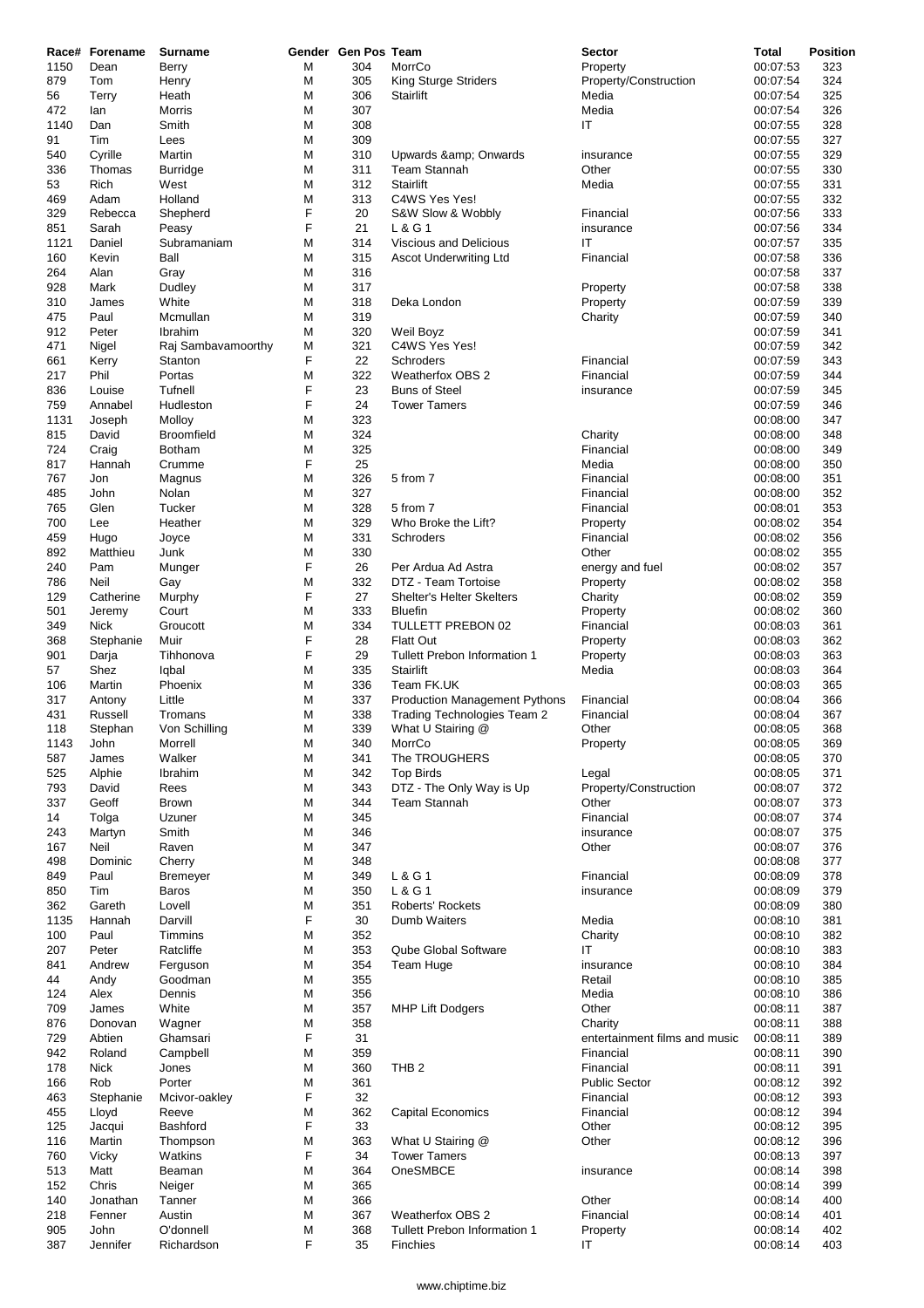| Race# | Forename | Surname | Gender | Gen Pos | Team | Sector | Total | Position |
|---|---|---|---|---|---|---|---|---|
| 1150 | Dean | Berry | M | 304 | MorrCo | Property | 00:07:53 | 323 |
| 879 | Tom | Henry | M | 305 | King Sturge Striders | Property/Construction | 00:07:54 | 324 |
| 56 | Terry | Heath | M | 306 | Stairlift | Media | 00:07:54 | 325 |
| 472 | Ian | Morris | M | 307 | | Media | 00:07:54 | 326 |
| 1140 | Dan | Smith | M | 308 | | IT | 00:07:55 | 328 |
| 91 | Tim | Lees | M | 309 | | | 00:07:55 | 327 |
| 540 | Cyrille | Martin | M | 310 | Upwards &amp; Onwards | insurance | 00:07:55 | 329 |
| 336 | Thomas | Burridge | M | 311 | Team Stannah | Other | 00:07:55 | 330 |
| 53 | Rich | West | M | 312 | Stairlift | Media | 00:07:55 | 331 |
| 469 | Adam | Holland | M | 313 | C4WS Yes Yes! | | 00:07:55 | 332 |
| 329 | Rebecca | Shepherd | F | 20 | S&W Slow & Wobbly | Financial | 00:07:56 | 333 |
| 851 | Sarah | Peasy | F | 21 | L & G 1 | insurance | 00:07:56 | 334 |
| 1121 | Daniel | Subramaniam | M | 314 | Viscious and Delicious | IT | 00:07:57 | 335 |
| 160 | Kevin | Ball | M | 315 | Ascot Underwriting Ltd | Financial | 00:07:58 | 336 |
| 264 | Alan | Gray | M | 316 | | | 00:07:58 | 337 |
| 928 | Mark | Dudley | M | 317 | | Property | 00:07:58 | 338 |
| 310 | James | White | M | 318 | Deka London | Property | 00:07:59 | 339 |
| 475 | Paul | Mcmullan | M | 319 | | Charity | 00:07:59 | 340 |
| 912 | Peter | Ibrahim | M | 320 | Weil Boyz | | 00:07:59 | 341 |
| 471 | Nigel | Raj Sambavamoorthy | M | 321 | C4WS Yes Yes! | | 00:07:59 | 342 |
| 661 | Kerry | Stanton | F | 22 | Schroders | Financial | 00:07:59 | 343 |
| 217 | Phil | Portas | M | 322 | Weatherfox OBS 2 | Financial | 00:07:59 | 344 |
| 836 | Louise | Tufnell | F | 23 | Buns of Steel | insurance | 00:07:59 | 345 |
| 759 | Annabel | Hudleston | F | 24 | Tower Tamers | | 00:07:59 | 346 |
| 1131 | Joseph | Molloy | M | 323 | | | 00:08:00 | 347 |
| 815 | David | Broomfield | M | 324 | | Charity | 00:08:00 | 348 |
| 724 | Craig | Botham | M | 325 | | Financial | 00:08:00 | 349 |
| 817 | Hannah | Crumme | F | 25 | | Media | 00:08:00 | 350 |
| 767 | Jon | Magnus | M | 326 | 5 from 7 | Financial | 00:08:00 | 351 |
| 485 | John | Nolan | M | 327 | | Financial | 00:08:00 | 352 |
| 765 | Glen | Tucker | M | 328 | 5 from 7 | Financial | 00:08:01 | 353 |
| 700 | Lee | Heather | M | 329 | Who Broke the Lift? | Property | 00:08:02 | 354 |
| 459 | Hugo | Joyce | M | 331 | Schroders | Financial | 00:08:02 | 356 |
| 892 | Matthieu | Junk | M | 330 | | Other | 00:08:02 | 355 |
| 240 | Pam | Munger | F | 26 | Per Ardua Ad Astra | energy and fuel | 00:08:02 | 357 |
| 786 | Neil | Gay | M | 332 | DTZ - Team Tortoise | Property | 00:08:02 | 358 |
| 129 | Catherine | Murphy | F | 27 | Shelter's Helter Skelters | Charity | 00:08:02 | 359 |
| 501 | Jeremy | Court | M | 333 | Bluefin | Property | 00:08:02 | 360 |
| 349 | Nick | Groucott | M | 334 | TULLETT PREBON 02 | Financial | 00:08:03 | 361 |
| 368 | Stephanie | Muir | F | 28 | Flatt Out | Property | 00:08:03 | 362 |
| 901 | Darja | Tihhonova | F | 29 | Tullett Prebon Information 1 | Property | 00:08:03 | 363 |
| 57 | Shez | Iqbal | M | 335 | Stairlift | Media | 00:08:03 | 364 |
| 106 | Martin | Phoenix | M | 336 | Team FK.UK | | 00:08:03 | 365 |
| 317 | Antony | Little | M | 337 | Production Management Pythons | Financial | 00:08:04 | 366 |
| 431 | Russell | Tromans | M | 338 | Trading Technologies Team 2 | Financial | 00:08:04 | 367 |
| 118 | Stephan | Von Schilling | M | 339 | What U Stairing @ | Other | 00:08:05 | 368 |
| 1143 | John | Morrell | M | 340 | MorrCo | Property | 00:08:05 | 369 |
| 587 | James | Walker | M | 341 | The TROUGHERS | | 00:08:05 | 370 |
| 525 | Alphie | Ibrahim | M | 342 | Top Birds | Legal | 00:08:05 | 371 |
| 793 | David | Rees | M | 343 | DTZ - The Only Way is Up | Property/Construction | 00:08:07 | 372 |
| 337 | Geoff | Brown | M | 344 | Team Stannah | Other | 00:08:07 | 373 |
| 14 | Tolga | Uzuner | M | 345 | | Financial | 00:08:07 | 374 |
| 243 | Martyn | Smith | M | 346 | | insurance | 00:08:07 | 375 |
| 167 | Neil | Raven | M | 347 | | Other | 00:08:07 | 376 |
| 498 | Dominic | Cherry | M | 348 | | | 00:08:08 | 377 |
| 849 | Paul | Bremeyer | M | 349 | L & G 1 | Financial | 00:08:09 | 378 |
| 850 | Tim | Baros | M | 350 | L & G 1 | insurance | 00:08:09 | 379 |
| 362 | Gareth | Lovell | M | 351 | Roberts' Rockets | | 00:08:09 | 380 |
| 1135 | Hannah | Darvill | F | 30 | Dumb Waiters | Media | 00:08:10 | 381 |
| 100 | Paul | Timmins | M | 352 | | Charity | 00:08:10 | 382 |
| 207 | Peter | Ratcliffe | M | 353 | Qube Global Software | IT | 00:08:10 | 383 |
| 841 | Andrew | Ferguson | M | 354 | Team Huge | insurance | 00:08:10 | 384 |
| 44 | Andy | Goodman | M | 355 | | Retail | 00:08:10 | 385 |
| 124 | Alex | Dennis | M | 356 | | Media | 00:08:10 | 386 |
| 709 | James | White | M | 357 | MHP Lift Dodgers | Other | 00:08:11 | 387 |
| 876 | Donovan | Wagner | M | 358 | | Charity | 00:08:11 | 388 |
| 729 | Abtien | Ghamsari | F | 31 | | entertainment films and music | 00:08:11 | 389 |
| 942 | Roland | Campbell | M | 359 | | Financial | 00:08:11 | 390 |
| 178 | Nick | Jones | M | 360 | THB 2 | Financial | 00:08:11 | 391 |
| 166 | Rob | Porter | M | 361 | | Public Sector | 00:08:12 | 392 |
| 463 | Stephanie | Mcivor-oakley | F | 32 | | Financial | 00:08:12 | 393 |
| 455 | Lloyd | Reeve | M | 362 | Capital Economics | Financial | 00:08:12 | 394 |
| 125 | Jacqui | Bashford | F | 33 | | Other | 00:08:12 | 395 |
| 116 | Martin | Thompson | M | 363 | What U Stairing @ | Other | 00:08:12 | 396 |
| 760 | Vicky | Watkins | F | 34 | Tower Tamers | | 00:08:13 | 397 |
| 513 | Matt | Beaman | M | 364 | OneSMBCE | insurance | 00:08:14 | 398 |
| 152 | Chris | Neiger | M | 365 | | | 00:08:14 | 399 |
| 140 | Jonathan | Tanner | M | 366 | | Other | 00:08:14 | 400 |
| 218 | Fenner | Austin | M | 367 | Weatherfox OBS 2 | Financial | 00:08:14 | 401 |
| 905 | John | O'donnell | M | 368 | Tullett Prebon Information 1 | Property | 00:08:14 | 402 |
| 387 | Jennifer | Richardson | F | 35 | Finchies | IT | 00:08:14 | 403 |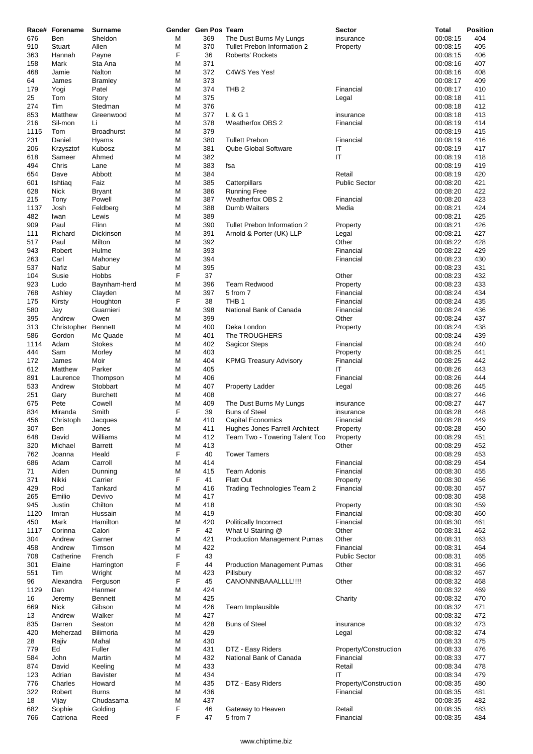| Race# | Forename | Surname | Gender | Gen Pos | Team | Sector | Total | Position |
|---|---|---|---|---|---|---|---|---|
| 676 | Ben | Sheldon | M | 369 | The Dust Burns My Lungs | insurance | 00:08:15 | 404 |
| 910 | Stuart | Allen | M | 370 | Tullet Prebon Information 2 | Property | 00:08:15 | 405 |
| 363 | Hannah | Payne | F | 36 | Roberts' Rockets | | 00:08:15 | 406 |
| 158 | Mark | Sta Ana | M | 371 | | | 00:08:16 | 407 |
| 468 | Jamie | Nalton | M | 372 | C4WS Yes Yes! | | 00:08:16 | 408 |
| 64 | James | Bramley | M | 373 | | | 00:08:17 | 409 |
| 179 | Yogi | Patel | M | 374 | THB 2 | Financial | 00:08:17 | 410 |
| 25 | Tom | Story | M | 375 | | Legal | 00:08:18 | 411 |
| 274 | Tim | Stedman | M | 376 | | | 00:08:18 | 412 |
| 853 | Matthew | Greenwood | M | 377 | L & G 1 | insurance | 00:08:18 | 413 |
| 216 | Sil-mon | Li | M | 378 | Weatherfox OBS 2 | Financial | 00:08:19 | 414 |
| 1115 | Tom | Broadhurst | M | 379 | | | 00:08:19 | 415 |
| 231 | Daniel | Hyams | M | 380 | Tullett Prebon | Financial | 00:08:19 | 416 |
| 206 | Krzysztof | Kubosz | M | 381 | Qube Global Software | IT | 00:08:19 | 417 |
| 618 | Sameer | Ahmed | M | 382 | | IT | 00:08:19 | 418 |
| 494 | Chris | Lane | M | 383 | fsa | | 00:08:19 | 419 |
| 654 | Dave | Abbott | M | 384 | | Retail | 00:08:19 | 420 |
| 601 | Ishtiaq | Faiz | M | 385 | Catterpillars | Public Sector | 00:08:20 | 421 |
| 628 | Nick | Bryant | M | 386 | Running Free | | 00:08:20 | 422 |
| 215 | Tony | Powell | M | 387 | Weatherfox OBS 2 | Financial | 00:08:20 | 423 |
| 1137 | Josh | Feldberg | M | 388 | Dumb Waiters | Media | 00:08:21 | 424 |
| 482 | Iwan | Lewis | M | 389 | | | 00:08:21 | 425 |
| 909 | Paul | Flinn | M | 390 | Tullet Prebon Information 2 | Property | 00:08:21 | 426 |
| 111 | Richard | Dickinson | M | 391 | Arnold & Porter (UK) LLP | Legal | 00:08:21 | 427 |
| 517 | Paul | Milton | M | 392 | | Other | 00:08:22 | 428 |
| 943 | Robert | Hulme | M | 393 | | Financial | 00:08:22 | 429 |
| 263 | Carl | Mahoney | M | 394 | | Financial | 00:08:23 | 430 |
| 537 | Nafiz | Sabur | M | 395 | | | 00:08:23 | 431 |
| 104 | Susie | Hobbs | F | 37 | | Other | 00:08:23 | 432 |
| 923 | Ludo | Baynham-herd | M | 396 | Team Redwood | Property | 00:08:23 | 433 |
| 768 | Ashley | Clayden | M | 397 | 5 from 7 | Financial | 00:08:24 | 434 |
| 175 | Kirsty | Houghton | F | 38 | THB 1 | Financial | 00:08:24 | 435 |
| 580 | Jay | Guarnieri | M | 398 | National Bank of Canada | Financial | 00:08:24 | 436 |
| 395 | Andrew | Owen | M | 399 | | Other | 00:08:24 | 437 |
| 313 | Christopher | Bennett | M | 400 | Deka London | Property | 00:08:24 | 438 |
| 586 | Gordon | Mc Quade | M | 401 | The TROUGHERS | | 00:08:24 | 439 |
| 1114 | Adam | Stokes | M | 402 | Sagicor Steps | Financial | 00:08:24 | 440 |
| 444 | Sam | Morley | M | 403 | | Property | 00:08:25 | 441 |
| 172 | James | Moir | M | 404 | KPMG Treasury Advisory | Financial | 00:08:25 | 442 |
| 612 | Matthew | Parker | M | 405 | | IT | 00:08:26 | 443 |
| 891 | Laurence | Thompson | M | 406 | | Financial | 00:08:26 | 444 |
| 533 | Andrew | Stobbart | M | 407 | Property Ladder | Legal | 00:08:26 | 445 |
| 251 | Gary | Burchett | M | 408 | | | 00:08:27 | 446 |
| 675 | Pete | Cowell | M | 409 | The Dust Burns My Lungs | insurance | 00:08:27 | 447 |
| 834 | Miranda | Smith | F | 39 | Buns of Steel | insurance | 00:08:28 | 448 |
| 456 | Christoph | Jacques | M | 410 | Capital Economics | Financial | 00:08:28 | 449 |
| 307 | Ben | Jones | M | 411 | Hughes Jones Farrell Architect | Property | 00:08:28 | 450 |
| 648 | David | Williams | M | 412 | Team Two - Towering Talent Too | Property | 00:08:29 | 451 |
| 320 | Michael | Barrett | M | 413 | | Other | 00:08:29 | 452 |
| 762 | Joanna | Heald | F | 40 | Tower Tamers | | 00:08:29 | 453 |
| 686 | Adam | Carroll | M | 414 | | Financial | 00:08:29 | 454 |
| 71 | Aiden | Dunning | M | 415 | Team Adonis | Financial | 00:08:30 | 455 |
| 371 | Nikki | Carrier | F | 41 | Flatt Out | Property | 00:08:30 | 456 |
| 429 | Rod | Tankard | M | 416 | Trading Technologies Team 2 | Financial | 00:08:30 | 457 |
| 265 | Emilio | Devivo | M | 417 | | | 00:08:30 | 458 |
| 945 | Justin | Chilton | M | 418 | | Property | 00:08:30 | 459 |
| 1120 | Imran | Hussain | M | 419 | | Financial | 00:08:30 | 460 |
| 450 | Mark | Hamilton | M | 420 | Politically Incorrect | Financial | 00:08:30 | 461 |
| 1117 | Corinna | Calori | F | 42 | What U Stairing @ | Other | 00:08:31 | 462 |
| 304 | Andrew | Garner | M | 421 | Production Management Pumas | Other | 00:08:31 | 463 |
| 458 | Andrew | Timson | M | 422 | | Financial | 00:08:31 | 464 |
| 708 | Catherine | French | F | 43 | | Public Sector | 00:08:31 | 465 |
| 301 | Elaine | Harrington | F | 44 | Production Management Pumas | Other | 00:08:31 | 466 |
| 551 | Tim | Wright | M | 423 | Pillsbury | | 00:08:32 | 467 |
| 96 | Alexandra | Ferguson | F | 45 | CANONNNBAAALLLL!!!! | Other | 00:08:32 | 468 |
| 1129 | Dan | Hanmer | M | 424 | | | 00:08:32 | 469 |
| 16 | Jeremy | Bennett | M | 425 | | Charity | 00:08:32 | 470 |
| 669 | Nick | Gibson | M | 426 | Team Implausible | | 00:08:32 | 471 |
| 13 | Andrew | Walker | M | 427 | | | 00:08:32 | 472 |
| 835 | Darren | Seaton | M | 428 | Buns of Steel | insurance | 00:08:32 | 473 |
| 420 | Meherzad | Bilimoria | M | 429 | | Legal | 00:08:32 | 474 |
| 28 | Rajiv | Mahal | M | 430 | | | 00:08:33 | 475 |
| 779 | Ed | Fuller | M | 431 | DTZ - Easy Riders | Property/Construction | 00:08:33 | 476 |
| 584 | John | Martin | M | 432 | National Bank of Canada | Financial | 00:08:33 | 477 |
| 874 | David | Keeling | M | 433 | | Retail | 00:08:34 | 478 |
| 123 | Adrian | Bavister | M | 434 | | IT | 00:08:34 | 479 |
| 776 | Charles | Howard | M | 435 | DTZ - Easy Riders | Property/Construction | 00:08:35 | 480 |
| 322 | Robert | Burns | M | 436 | | Financial | 00:08:35 | 481 |
| 18 | Vijay | Chudasama | M | 437 | | | 00:08:35 | 482 |
| 682 | Sophie | Golding | F | 46 | Gateway to Heaven | Retail | 00:08:35 | 483 |
| 766 | Catriona | Reed | F | 47 | 5 from 7 | Financial | 00:08:35 | 484 |

www.chiptime.biz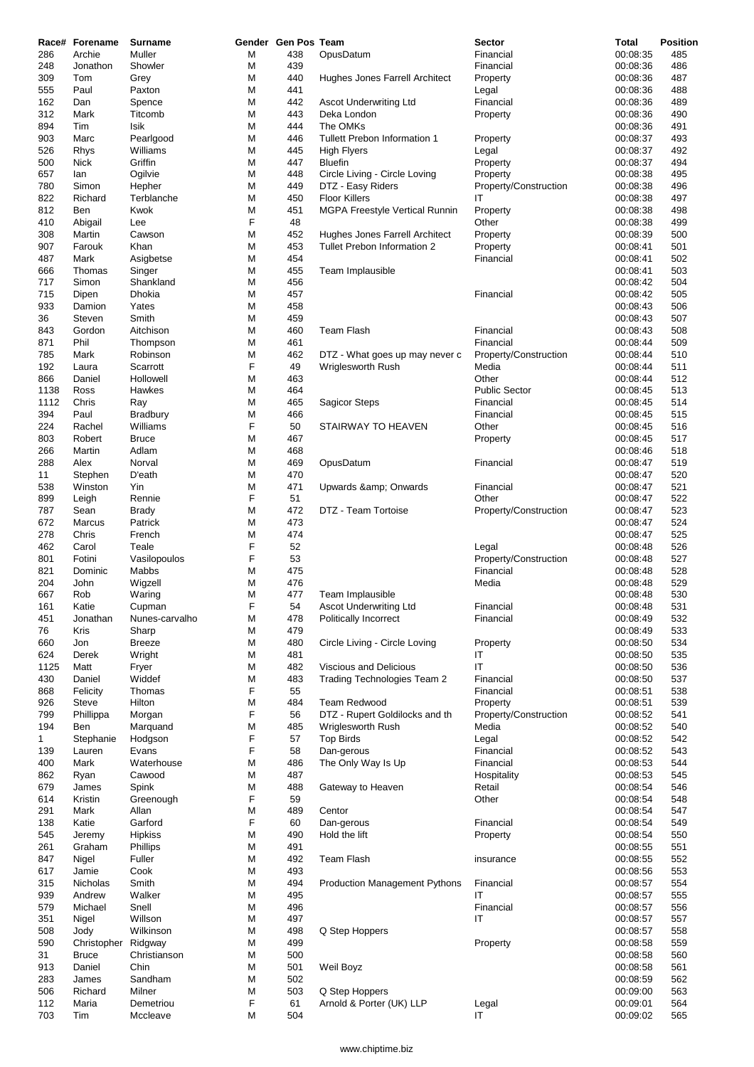| Race# | Forename | Surname | Gender | Gen Pos | Team | Sector | Total | Position |
|---|---|---|---|---|---|---|---|---|
| 286 | Archie | Muller | M | 438 | OpusDatum | Financial | 00:08:35 | 485 |
| 248 | Jonathon | Showler | M | 439 | | Financial | 00:08:36 | 486 |
| 309 | Tom | Grey | M | 440 | Hughes Jones Farrell Architect | Property | 00:08:36 | 487 |
| 555 | Paul | Paxton | M | 441 | | Legal | 00:08:36 | 488 |
| 162 | Dan | Spence | M | 442 | Ascot Underwriting Ltd | Financial | 00:08:36 | 489 |
| 312 | Mark | Titcomb | M | 443 | Deka London | Property | 00:08:36 | 490 |
| 894 | Tim | Isik | M | 444 | The OMKs | | 00:08:36 | 491 |
| 903 | Marc | Pearlgood | M | 446 | Tullett Prebon Information 1 | Property | 00:08:37 | 493 |
| 526 | Rhys | Williams | M | 445 | High Flyers | Legal | 00:08:37 | 492 |
| 500 | Nick | Griffin | M | 447 | Bluefin | Property | 00:08:37 | 494 |
| 657 | Ian | Ogilvie | M | 448 | Circle Living - Circle Loving | Property | 00:08:38 | 495 |
| 780 | Simon | Hepher | M | 449 | DTZ - Easy Riders | Property/Construction | 00:08:38 | 496 |
| 822 | Richard | Terblanche | M | 450 | Floor Killers | IT | 00:08:38 | 497 |
| 812 | Ben | Kwok | M | 451 | MGPA Freestyle Vertical Runnin | Property | 00:08:38 | 498 |
| 410 | Abigail | Lee | F | 48 | | Other | 00:08:38 | 499 |
| 308 | Martin | Cawson | M | 452 | Hughes Jones Farrell Architect | Property | 00:08:39 | 500 |
| 907 | Farouk | Khan | M | 453 | Tullet Prebon Information 2 | Property | 00:08:41 | 501 |
| 487 | Mark | Asigbetse | M | 454 | | Financial | 00:08:41 | 502 |
| 666 | Thomas | Singer | M | 455 | Team Implausible | | 00:08:41 | 503 |
| 717 | Simon | Shankland | M | 456 | | | 00:08:42 | 504 |
| 715 | Dipen | Dhokia | M | 457 | | Financial | 00:08:42 | 505 |
| 933 | Damion | Yates | M | 458 | | | 00:08:43 | 506 |
| 36 | Steven | Smith | M | 459 | | | 00:08:43 | 507 |
| 843 | Gordon | Aitchison | M | 460 | Team Flash | Financial | 00:08:43 | 508 |
| 871 | Phil | Thompson | M | 461 | | Financial | 00:08:44 | 509 |
| 785 | Mark | Robinson | M | 462 | DTZ - What goes up may never c | Property/Construction | 00:08:44 | 510 |
| 192 | Laura | Scarrott | F | 49 | Wriglesworth Rush | Media | 00:08:44 | 511 |
| 866 | Daniel | Hollowell | M | 463 | | Other | 00:08:44 | 512 |
| 1138 | Ross | Hawkes | M | 464 | | Public Sector | 00:08:45 | 513 |
| 1112 | Chris | Ray | M | 465 | Sagicor Steps | Financial | 00:08:45 | 514 |
| 394 | Paul | Bradbury | M | 466 | | Financial | 00:08:45 | 515 |
| 224 | Rachel | Williams | F | 50 | STAIRWAY TO HEAVEN | Other | 00:08:45 | 516 |
| 803 | Robert | Bruce | M | 467 | | Property | 00:08:45 | 517 |
| 266 | Martin | Adlam | M | 468 | | | 00:08:46 | 518 |
| 288 | Alex | Norval | M | 469 | OpusDatum | Financial | 00:08:47 | 519 |
| 11 | Stephen | D'eath | M | 470 | | | 00:08:47 | 520 |
| 538 | Winston | Yin | M | 471 | Upwards &amp; Onwards | Financial | 00:08:47 | 521 |
| 899 | Leigh | Rennie | F | 51 | | Other | 00:08:47 | 522 |
| 787 | Sean | Brady | M | 472 | DTZ - Team Tortoise | Property/Construction | 00:08:47 | 523 |
| 672 | Marcus | Patrick | M | 473 | | | 00:08:47 | 524 |
| 278 | Chris | French | M | 474 | | | 00:08:47 | 525 |
| 462 | Carol | Teale | F | 52 | | Legal | 00:08:48 | 526 |
| 801 | Fotini | Vasilopoulos | F | 53 | | Property/Construction | 00:08:48 | 527 |
| 821 | Dominic | Mabbs | M | 475 | | Financial | 00:08:48 | 528 |
| 204 | John | Wigzell | M | 476 | | Media | 00:08:48 | 529 |
| 667 | Rob | Waring | M | 477 | Team Implausible | | 00:08:48 | 530 |
| 161 | Katie | Cupman | F | 54 | Ascot Underwriting Ltd | Financial | 00:08:48 | 531 |
| 451 | Jonathan | Nunes-carvalho | M | 478 | Politically Incorrect | Financial | 00:08:49 | 532 |
| 76 | Kris | Sharp | M | 479 | | | 00:08:49 | 533 |
| 660 | Jon | Breeze | M | 480 | Circle Living - Circle Loving | Property | 00:08:50 | 534 |
| 624 | Derek | Wright | M | 481 | | IT | 00:08:50 | 535 |
| 1125 | Matt | Fryer | M | 482 | Viscious and Delicious | IT | 00:08:50 | 536 |
| 430 | Daniel | Widdef | M | 483 | Trading Technologies Team 2 | Financial | 00:08:50 | 537 |
| 868 | Felicity | Thomas | F | 55 | | Financial | 00:08:51 | 538 |
| 926 | Steve | Hilton | M | 484 | Team Redwood | Property | 00:08:51 | 539 |
| 799 | Phillippa | Morgan | F | 56 | DTZ - Rupert Goldilocks and th | Property/Construction | 00:08:52 | 541 |
| 194 | Ben | Marquand | M | 485 | Wriglesworth Rush | Media | 00:08:52 | 540 |
| 1 | Stephanie | Hodgson | F | 57 | Top Birds | Legal | 00:08:52 | 542 |
| 139 | Lauren | Evans | F | 58 | Dan-gerous | Financial | 00:08:52 | 543 |
| 400 | Mark | Waterhouse | M | 486 | The Only Way Is Up | Financial | 00:08:53 | 544 |
| 862 | Ryan | Cawood | M | 487 | | Hospitality | 00:08:53 | 545 |
| 679 | James | Spink | M | 488 | Gateway to Heaven | Retail | 00:08:54 | 546 |
| 614 | Kristin | Greenough | F | 59 | | Other | 00:08:54 | 548 |
| 291 | Mark | Allan | M | 489 | Centor | | 00:08:54 | 547 |
| 138 | Katie | Garford | F | 60 | Dan-gerous | Financial | 00:08:54 | 549 |
| 545 | Jeremy | Hipkiss | M | 490 | Hold the lift | Property | 00:08:54 | 550 |
| 261 | Graham | Phillips | M | 491 | | | 00:08:55 | 551 |
| 847 | Nigel | Fuller | M | 492 | Team Flash | insurance | 00:08:55 | 552 |
| 617 | Jamie | Cook | M | 493 | | | 00:08:56 | 553 |
| 315 | Nicholas | Smith | M | 494 | Production Management Pythons | Financial | 00:08:57 | 554 |
| 939 | Andrew | Walker | M | 495 | | IT | 00:08:57 | 555 |
| 579 | Michael | Snell | M | 496 | | Financial | 00:08:57 | 556 |
| 351 | Nigel | Willson | M | 497 | | IT | 00:08:57 | 557 |
| 508 | Jody | Wilkinson | M | 498 | Q Step Hoppers | | 00:08:57 | 558 |
| 590 | Christopher | Ridgway | M | 499 | | Property | 00:08:58 | 559 |
| 31 | Bruce | Christianson | M | 500 | | | 00:08:58 | 560 |
| 913 | Daniel | Chin | M | 501 | Weil Boyz | | 00:08:58 | 561 |
| 283 | James | Sandham | M | 502 | | | 00:08:59 | 562 |
| 506 | Richard | Milner | M | 503 | Q Step Hoppers | | 00:09:00 | 563 |
| 112 | Maria | Demetriou | F | 61 | Arnold & Porter (UK) LLP | Legal | 00:09:01 | 564 |
| 703 | Tim | Mccleave | M | 504 | | IT | 00:09:02 | 565 |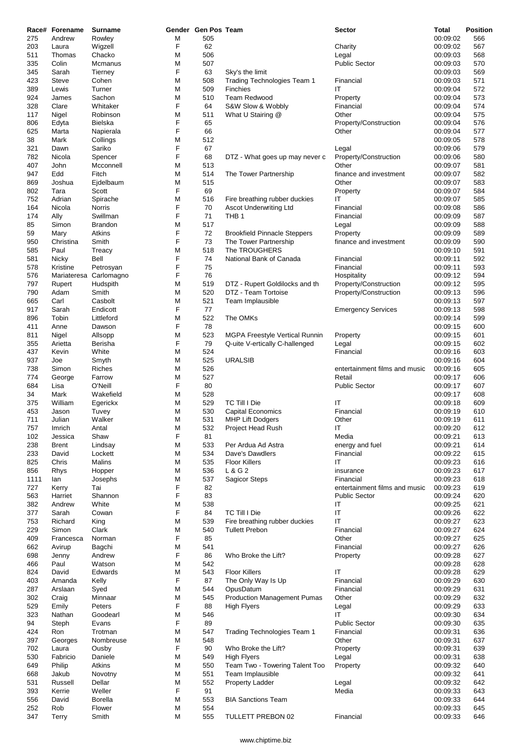| Race# | Forename | Surname | Gender | Gen Pos | Team | Sector | Total | Position |
|---|---|---|---|---|---|---|---|---|
| 275 | Andrew | Rowley | M | 505 | | | 00:09:02 | 566 |
| 203 | Laura | Wigzell | F | 62 | | Charity | 00:09:02 | 567 |
| 511 | Thomas | Chacko | M | 506 | | Legal | 00:09:03 | 568 |
| 335 | Colin | Mcmanus | M | 507 | | Public Sector | 00:09:03 | 570 |
| 345 | Sarah | Tierney | F | 63 | Sky's the limit | | 00:09:03 | 569 |
| 423 | Steve | Cohen | M | 508 | Trading Technologies Team 1 | Financial | 00:09:03 | 571 |
| 389 | Lewis | Turner | M | 509 | Finchies | IT | 00:09:04 | 572 |
| 924 | James | Sachon | M | 510 | Team Redwood | Property | 00:09:04 | 573 |
| 328 | Clare | Whitaker | F | 64 | S&W Slow & Wobbly | Financial | 00:09:04 | 574 |
| 117 | Nigel | Robinson | M | 511 | What U Stairing @ | Other | 00:09:04 | 575 |
| 806 | Edyta | Bielska | F | 65 | | Property/Construction | 00:09:04 | 576 |
| 625 | Marta | Napierala | F | 66 | | Other | 00:09:04 | 577 |
| 38 | Mark | Collings | M | 512 | | | 00:09:05 | 578 |
| 321 | Dawn | Sariko | F | 67 | | Legal | 00:09:06 | 579 |
| 782 | Nicola | Spencer | F | 68 | DTZ - What goes up may never c | Property/Construction | 00:09:06 | 580 |
| 407 | John | Mcconnell | M | 513 | | Other | 00:09:07 | 581 |
| 947 | Edd | Fitch | M | 514 | The Tower Partnership | finance and investment | 00:09:07 | 582 |
| 869 | Joshua | Ejdelbaum | M | 515 | | Other | 00:09:07 | 583 |
| 802 | Tara | Scott | F | 69 | | Property | 00:09:07 | 584 |
| 752 | Adrian | Spirache | M | 516 | Fire breathing rubber duckies | IT | 00:09:07 | 585 |
| 164 | Nicola | Norris | F | 70 | Ascot Underwriting Ltd | Financial | 00:09:08 | 586 |
| 174 | Ally | Swillman | F | 71 | THB 1 | Financial | 00:09:09 | 587 |
| 85 | Simon | Brandon | M | 517 | | Legal | 00:09:09 | 588 |
| 59 | Mary | Atkins | F | 72 | Brookfield Pinnacle Steppers | Property | 00:09:09 | 589 |
| 950 | Christina | Smith | F | 73 | The Tower Partnership | finance and investment | 00:09:09 | 590 |
| 585 | Paul | Treacy | M | 518 | The TROUGHERS | | 00:09:10 | 591 |
| 581 | Nicky | Bell | F | 74 | National Bank of Canada | Financial | 00:09:11 | 592 |
| 578 | Kristine | Petrosyan | F | 75 | | Financial | 00:09:11 | 593 |
| 576 | Mariateresa | Carlomagno | F | 76 | | Hospitality | 00:09:12 | 594 |
| 797 | Rupert | Hudspith | M | 519 | DTZ - Rupert Goldilocks and th | Property/Construction | 00:09:12 | 595 |
| 790 | Adam | Smith | M | 520 | DTZ - Team Tortoise | Property/Construction | 00:09:13 | 596 |
| 665 | Carl | Casbolt | M | 521 | Team Implausible | | 00:09:13 | 597 |
| 917 | Sarah | Endicott | F | 77 | | Emergency Services | 00:09:13 | 598 |
| 896 | Tobin | Littleford | M | 522 | The OMKs | | 00:09:14 | 599 |
| 411 | Anne | Dawson | F | 78 | | | 00:09:15 | 600 |
| 811 | Nigel | Allsopp | M | 523 | MGPA Freestyle Vertical Runnin | Property | 00:09:15 | 601 |
| 355 | Arietta | Berisha | F | 79 | Q-uite V-ertically C-hallenged | Legal | 00:09:15 | 602 |
| 437 | Kevin | White | M | 524 | | Financial | 00:09:16 | 603 |
| 937 | Joe | Smyth | M | 525 | URALSIB | | 00:09:16 | 604 |
| 738 | Simon | Riches | M | 526 | | entertainment films and music | 00:09:16 | 605 |
| 774 | George | Farrow | M | 527 | | Retail | 00:09:17 | 606 |
| 684 | Lisa | O'Neill | F | 80 | | Public Sector | 00:09:17 | 607 |
| 34 | Mark | Wakefield | M | 528 | | | 00:09:17 | 608 |
| 375 | William | Egerickx | M | 529 | TC Till I Die | IT | 00:09:18 | 609 |
| 453 | Jason | Tuvey | M | 530 | Capital Economics | Financial | 00:09:19 | 610 |
| 711 | Julian | Walker | M | 531 | MHP Lift Dodgers | Other | 00:09:19 | 611 |
| 757 | Imrich | Antal | M | 532 | Project Head Rush | IT | 00:09:20 | 612 |
| 102 | Jessica | Shaw | F | 81 | | Media | 00:09:21 | 613 |
| 238 | Brent | Lindsay | M | 533 | Per Ardua Ad Astra | energy and fuel | 00:09:21 | 614 |
| 233 | David | Lockett | M | 534 | Dave's Dawdlers | Financial | 00:09:22 | 615 |
| 825 | Chris | Malins | M | 535 | Floor Killers | IT | 00:09:23 | 616 |
| 856 | Rhys | Hopper | M | 536 | L & G 2 | insurance | 00:09:23 | 617 |
| 1111 | Ian | Josephs | M | 537 | Sagicor Steps | Financial | 00:09:23 | 618 |
| 727 | Kerry | Tai | F | 82 | | entertainment films and music | 00:09:23 | 619 |
| 563 | Harriet | Shannon | F | 83 | | Public Sector | 00:09:24 | 620 |
| 382 | Andrew | White | M | 538 | | IT | 00:09:25 | 621 |
| 377 | Sarah | Cowan | F | 84 | TC Till I Die | IT | 00:09:26 | 622 |
| 753 | Richard | King | M | 539 | Fire breathing rubber duckies | IT | 00:09:27 | 623 |
| 229 | Simon | Clark | M | 540 | Tullett Prebon | Financial | 00:09:27 | 624 |
| 409 | Francesca | Norman | F | 85 | | Other | 00:09:27 | 625 |
| 662 | Avirup | Bagchi | M | 541 | | Financial | 00:09:27 | 626 |
| 698 | Jenny | Andrew | F | 86 | Who Broke the Lift? | Property | 00:09:28 | 627 |
| 466 | Paul | Watson | M | 542 | | | 00:09:28 | 628 |
| 824 | David | Edwards | M | 543 | Floor Killers | IT | 00:09:28 | 629 |
| 403 | Amanda | Kelly | F | 87 | The Only Way Is Up | Financial | 00:09:29 | 630 |
| 287 | Arslaan | Syed | M | 544 | OpusDatum | Financial | 00:09:29 | 631 |
| 302 | Craig | Minnaar | M | 545 | Production Management Pumas | Other | 00:09:29 | 632 |
| 529 | Emily | Peters | F | 88 | High Flyers | Legal | 00:09:29 | 633 |
| 323 | Nathan | Goodearl | M | 546 | | IT | 00:09:30 | 634 |
| 94 | Steph | Evans | F | 89 | | Public Sector | 00:09:30 | 635 |
| 424 | Ron | Trotman | M | 547 | Trading Technologies Team 1 | Financial | 00:09:31 | 636 |
| 397 | Georges | Nombreuse | M | 548 | | Other | 00:09:31 | 637 |
| 702 | Laura | Ousby | F | 90 | Who Broke the Lift? | Property | 00:09:31 | 639 |
| 530 | Fabricio | Daniele | M | 549 | High Flyers | Legal | 00:09:31 | 638 |
| 649 | Philip | Atkins | M | 550 | Team Two - Towering Talent Too | Property | 00:09:32 | 640 |
| 668 | Jakub | Novotny | M | 551 | Team Implausible | | 00:09:32 | 641 |
| 531 | Russell | Dellar | M | 552 | Property Ladder | Legal | 00:09:32 | 642 |
| 393 | Kerrie | Weller | F | 91 | | Media | 00:09:33 | 643 |
| 556 | David | Borella | M | 553 | BIA Sanctions Team | | 00:09:33 | 644 |
| 252 | Rob | Flower | M | 554 | | | 00:09:33 | 645 |
| 347 | Terry | Smith | M | 555 | TULLETT PREBON 02 | Financial | 00:09:33 | 646 |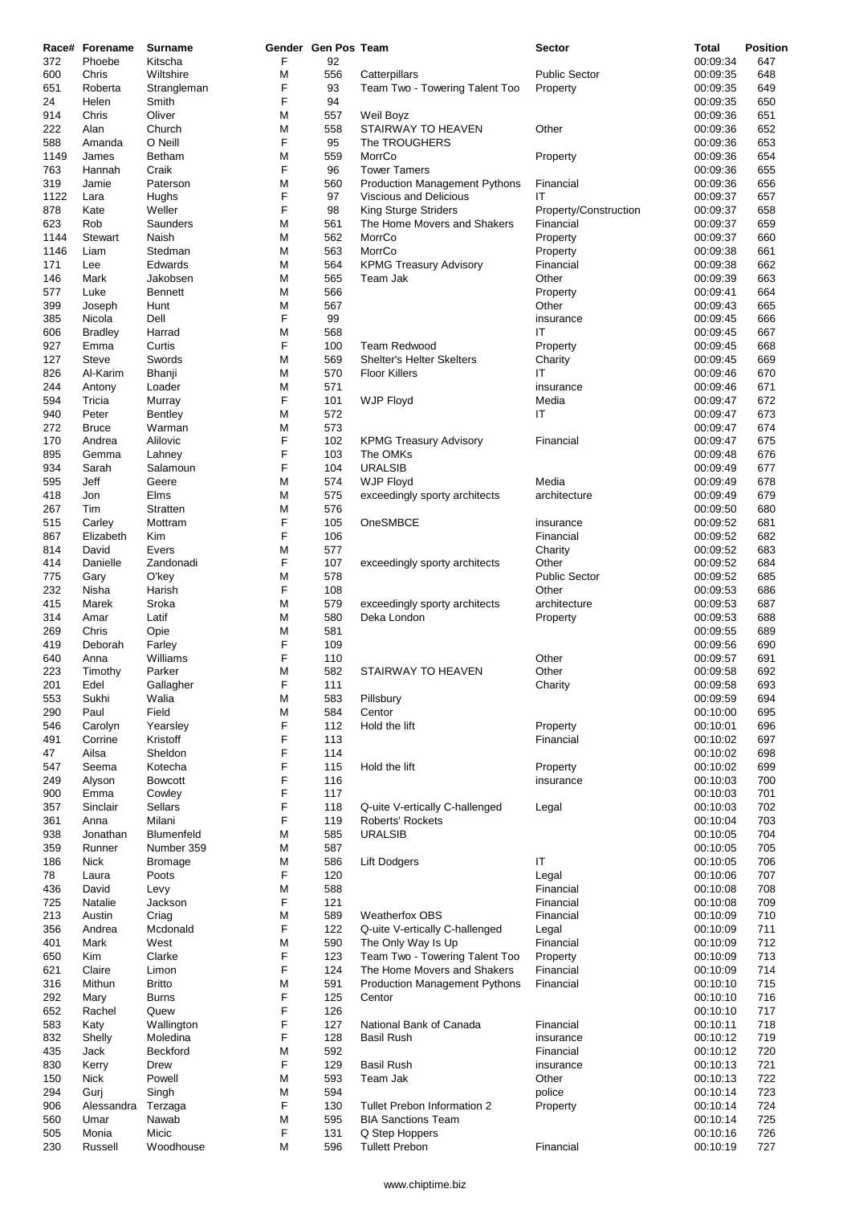| Race# | Forename | Surname | Gender | Gen Pos | Team | Sector | Total | Position |
|---|---|---|---|---|---|---|---|---|
| 372 | Phoebe | Kitscha | F | 92 | | | 00:09:34 | 647 |
| 600 | Chris | Wiltshire | M | 556 | Catterpillars | Public Sector | 00:09:35 | 648 |
| 651 | Roberta | Strangleman | F | 93 | Team Two - Towering Talent Too | Property | 00:09:35 | 649 |
| 24 | Helen | Smith | F | 94 | | | 00:09:35 | 650 |
| 914 | Chris | Oliver | M | 557 | Weil Boyz | | 00:09:36 | 651 |
| 222 | Alan | Church | M | 558 | STAIRWAY TO HEAVEN | Other | 00:09:36 | 652 |
| 588 | Amanda | O Neill | F | 95 | The TROUGHERS | | 00:09:36 | 653 |
| 1149 | James | Betham | M | 559 | MorrCo | Property | 00:09:36 | 654 |
| 763 | Hannah | Craik | F | 96 | Tower Tamers | | 00:09:36 | 655 |
| 319 | Jamie | Paterson | M | 560 | Production Management Pythons | Financial | 00:09:36 | 656 |
| 1122 | Lara | Hughs | F | 97 | Viscious and Delicious | IT | 00:09:37 | 657 |
| 878 | Kate | Weller | F | 98 | King Sturge Striders | Property/Construction | 00:09:37 | 658 |
| 623 | Rob | Saunders | M | 561 | The Home Movers and Shakers | Financial | 00:09:37 | 659 |
| 1144 | Stewart | Naish | M | 562 | MorrCo | Property | 00:09:37 | 660 |
| 1146 | Liam | Stedman | M | 563 | MorrCo | Property | 00:09:38 | 661 |
| 171 | Lee | Edwards | M | 564 | KPMG Treasury Advisory | Financial | 00:09:38 | 662 |
| 146 | Mark | Jakobsen | M | 565 | Team Jak | Other | 00:09:39 | 663 |
| 577 | Luke | Bennett | M | 566 | | Property | 00:09:41 | 664 |
| 399 | Joseph | Hunt | M | 567 | | Other | 00:09:43 | 665 |
| 385 | Nicola | Dell | F | 99 | | insurance | 00:09:45 | 666 |
| 606 | Bradley | Harrad | M | 568 | | IT | 00:09:45 | 667 |
| 927 | Emma | Curtis | F | 100 | Team Redwood | Property | 00:09:45 | 668 |
| 127 | Steve | Swords | M | 569 | Shelter's Helter Skelters | Charity | 00:09:45 | 669 |
| 826 | Al-Karim | Bhanji | M | 570 | Floor Killers | IT | 00:09:46 | 670 |
| 244 | Antony | Loader | M | 571 | | insurance | 00:09:46 | 671 |
| 594 | Tricia | Murray | F | 101 | WJP Floyd | Media | 00:09:47 | 672 |
| 940 | Peter | Bentley | M | 572 | | IT | 00:09:47 | 673 |
| 272 | Bruce | Warman | M | 573 | | | 00:09:47 | 674 |
| 170 | Andrea | Alilovic | F | 102 | KPMG Treasury Advisory | Financial | 00:09:47 | 675 |
| 895 | Gemma | Lahney | F | 103 | The OMKs | | 00:09:48 | 676 |
| 934 | Sarah | Salamoun | F | 104 | URALSIB | | 00:09:49 | 677 |
| 595 | Jeff | Geere | M | 574 | WJP Floyd | Media | 00:09:49 | 678 |
| 418 | Jon | Elms | M | 575 | exceedingly sporty architects | architecture | 00:09:49 | 679 |
| 267 | Tim | Stratten | M | 576 | | | 00:09:50 | 680 |
| 515 | Carley | Mottram | F | 105 | OneSMBCE | insurance | 00:09:52 | 681 |
| 867 | Elizabeth | Kim | F | 106 | | Financial | 00:09:52 | 682 |
| 814 | David | Evers | M | 577 | | Charity | 00:09:52 | 683 |
| 414 | Danielle | Zandonadi | F | 107 | exceedingly sporty architects | Other | 00:09:52 | 684 |
| 775 | Gary | O'key | M | 578 | | Public Sector | 00:09:52 | 685 |
| 232 | Nisha | Harish | F | 108 | | Other | 00:09:53 | 686 |
| 415 | Marek | Sroka | M | 579 | exceedingly sporty architects | architecture | 00:09:53 | 687 |
| 314 | Amar | Latif | M | 580 | Deka London | Property | 00:09:53 | 688 |
| 269 | Chris | Opie | M | 581 | | | 00:09:55 | 689 |
| 419 | Deborah | Farley | F | 109 | | | 00:09:56 | 690 |
| 640 | Anna | Williams | F | 110 | | Other | 00:09:57 | 691 |
| 223 | Timothy | Parker | M | 582 | STAIRWAY TO HEAVEN | Other | 00:09:58 | 692 |
| 201 | Edel | Gallagher | F | 111 | | Charity | 00:09:58 | 693 |
| 553 | Sukhi | Walia | M | 583 | Pillsbury | | 00:09:59 | 694 |
| 290 | Paul | Field | M | 584 | Centor | | 00:10:00 | 695 |
| 546 | Carolyn | Yearsley | F | 112 | Hold the lift | Property | 00:10:01 | 696 |
| 491 | Corrine | Kristoff | F | 113 | | Financial | 00:10:02 | 697 |
| 47 | Ailsa | Sheldon | F | 114 | | | 00:10:02 | 698 |
| 547 | Seema | Kotecha | F | 115 | Hold the lift | Property | 00:10:02 | 699 |
| 249 | Alyson | Bowcott | F | 116 | | insurance | 00:10:03 | 700 |
| 900 | Emma | Cowley | F | 117 | | | 00:10:03 | 701 |
| 357 | Sinclair | Sellars | F | 118 | Q-uite V-ertically C-hallenged | Legal | 00:10:03 | 702 |
| 361 | Anna | Milani | F | 119 | Roberts' Rockets | | 00:10:04 | 703 |
| 938 | Jonathan | Blumenfeld | M | 585 | URALSIB | | 00:10:05 | 704 |
| 359 | Runner | Number 359 | M | 587 | | | 00:10:05 | 705 |
| 186 | Nick | Bromage | M | 586 | Lift Dodgers | IT | 00:10:05 | 706 |
| 78 | Laura | Poots | F | 120 | | Legal | 00:10:06 | 707 |
| 436 | David | Levy | M | 588 | | Financial | 00:10:08 | 708 |
| 725 | Natalie | Jackson | F | 121 | | Financial | 00:10:08 | 709 |
| 213 | Austin | Criag | M | 589 | Weatherfox OBS | Financial | 00:10:09 | 710 |
| 356 | Andrea | Mcdonald | F | 122 | Q-uite V-ertically C-hallenged | Legal | 00:10:09 | 711 |
| 401 | Mark | West | M | 590 | The Only Way Is Up | Financial | 00:10:09 | 712 |
| 650 | Kim | Clarke | F | 123 | Team Two - Towering Talent Too | Property | 00:10:09 | 713 |
| 621 | Claire | Limon | F | 124 | The Home Movers and Shakers | Financial | 00:10:09 | 714 |
| 316 | Mithun | Britto | M | 591 | Production Management Pythons | Financial | 00:10:10 | 715 |
| 292 | Mary | Burns | F | 125 | Centor | | 00:10:10 | 716 |
| 652 | Rachel | Quew | F | 126 | | | 00:10:10 | 717 |
| 583 | Katy | Wallington | F | 127 | National Bank of Canada | Financial | 00:10:11 | 718 |
| 832 | Shelly | Moledina | F | 128 | Basil Rush | insurance | 00:10:12 | 719 |
| 435 | Jack | Beckford | M | 592 | | Financial | 00:10:12 | 720 |
| 830 | Kerry | Drew | F | 129 | Basil Rush | insurance | 00:10:13 | 721 |
| 150 | Nick | Powell | M | 593 | Team Jak | Other | 00:10:13 | 722 |
| 294 | Gurj | Singh | M | 594 | | police | 00:10:14 | 723 |
| 906 | Alessandra | Terzaga | F | 130 | Tullet Prebon Information 2 | Property | 00:10:14 | 724 |
| 560 | Umar | Nawab | M | 595 | BIA Sanctions Team | | 00:10:14 | 725 |
| 505 | Monia | Micic | F | 131 | Q Step Hoppers | | 00:10:16 | 726 |
| 230 | Russell | Woodhouse | M | 596 | Tullett Prebon | Financial | 00:10:19 | 727 |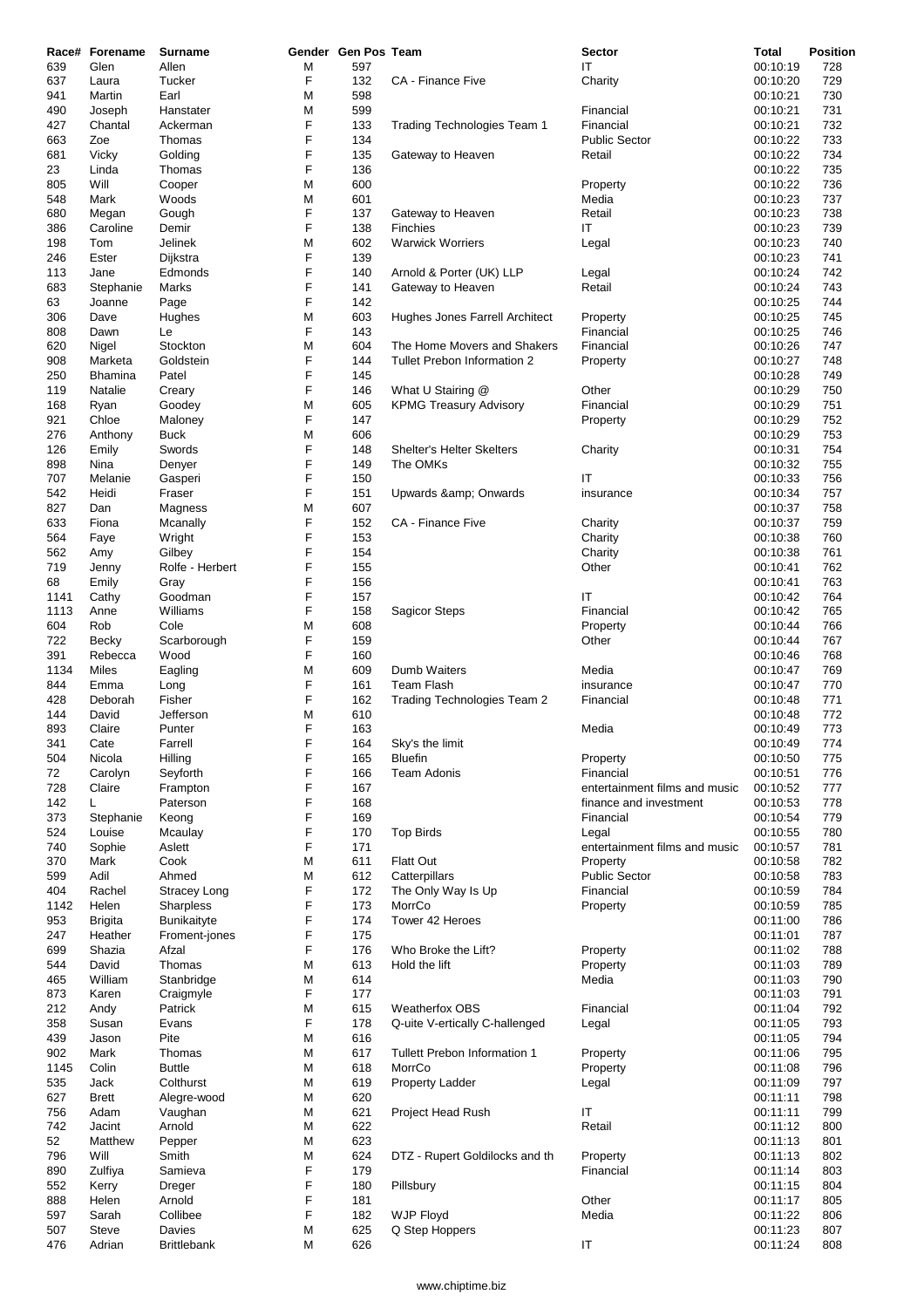| Race# | Forename | Surname | Gender | Gen Pos | Team | Sector | Total | Position |
|---|---|---|---|---|---|---|---|---|
| 639 | Glen | Allen | M | 597 | | IT | 00:10:19 | 728 |
| 637 | Laura | Tucker | F | 132 | CA - Finance Five | Charity | 00:10:20 | 729 |
| 941 | Martin | Earl | M | 598 | | | 00:10:21 | 730 |
| 490 | Joseph | Hanstater | M | 599 | | Financial | 00:10:21 | 731 |
| 427 | Chantal | Ackerman | F | 133 | Trading Technologies Team 1 | Financial | 00:10:21 | 732 |
| 663 | Zoe | Thomas | F | 134 | | Public Sector | 00:10:22 | 733 |
| 681 | Vicky | Golding | F | 135 | Gateway to Heaven | Retail | 00:10:22 | 734 |
| 23 | Linda | Thomas | F | 136 | | | 00:10:22 | 735 |
| 805 | Will | Cooper | M | 600 | | Property | 00:10:22 | 736 |
| 548 | Mark | Woods | M | 601 | | Media | 00:10:23 | 737 |
| 680 | Megan | Gough | F | 137 | Gateway to Heaven | Retail | 00:10:23 | 738 |
| 386 | Caroline | Demir | F | 138 | Finchies | IT | 00:10:23 | 739 |
| 198 | Tom | Jelinek | M | 602 | Warwick Worriers | Legal | 00:10:23 | 740 |
| 246 | Ester | Dijkstra | F | 139 | | | 00:10:23 | 741 |
| 113 | Jane | Edmonds | F | 140 | Arnold & Porter (UK) LLP | Legal | 00:10:24 | 742 |
| 683 | Stephanie | Marks | F | 141 | Gateway to Heaven | Retail | 00:10:24 | 743 |
| 63 | Joanne | Page | F | 142 | | | 00:10:25 | 744 |
| 306 | Dave | Hughes | M | 603 | Hughes Jones Farrell Architect | Property | 00:10:25 | 745 |
| 808 | Dawn | Le | F | 143 | | Financial | 00:10:25 | 746 |
| 620 | Nigel | Stockton | M | 604 | The Home Movers and Shakers | Financial | 00:10:26 | 747 |
| 908 | Marketa | Goldstein | F | 144 | Tullet Prebon Information 2 | Property | 00:10:27 | 748 |
| 250 | Bhamina | Patel | F | 145 | | | 00:10:28 | 749 |
| 119 | Natalie | Creary | F | 146 | What U Stairing @ | Other | 00:10:29 | 750 |
| 168 | Ryan | Goodey | M | 605 | KPMG Treasury Advisory | Financial | 00:10:29 | 751 |
| 921 | Chloe | Maloney | F | 147 | | Property | 00:10:29 | 752 |
| 276 | Anthony | Buck | M | 606 | | | 00:10:29 | 753 |
| 126 | Emily | Swords | F | 148 | Shelter's Helter Skelters | Charity | 00:10:31 | 754 |
| 898 | Nina | Denyer | F | 149 | The OMKs | | 00:10:32 | 755 |
| 707 | Melanie | Gasperi | F | 150 | | IT | 00:10:33 | 756 |
| 542 | Heidi | Fraser | F | 151 | Upwards &amp; Onwards | insurance | 00:10:34 | 757 |
| 827 | Dan | Magness | M | 607 | | | 00:10:37 | 758 |
| 633 | Fiona | Mcanally | F | 152 | CA - Finance Five | Charity | 00:10:37 | 759 |
| 564 | Faye | Wright | F | 153 | | Charity | 00:10:38 | 760 |
| 562 | Amy | Gilbey | F | 154 | | Charity | 00:10:38 | 761 |
| 719 | Jenny | Rolfe - Herbert | F | 155 | | Other | 00:10:41 | 762 |
| 68 | Emily | Gray | F | 156 | | | 00:10:41 | 763 |
| 1141 | Cathy | Goodman | F | 157 | | IT | 00:10:42 | 764 |
| 1113 | Anne | Williams | F | 158 | Sagicor Steps | Financial | 00:10:42 | 765 |
| 604 | Rob | Cole | M | 608 | | Property | 00:10:44 | 766 |
| 722 | Becky | Scarborough | F | 159 | | Other | 00:10:44 | 767 |
| 391 | Rebecca | Wood | F | 160 | | | 00:10:46 | 768 |
| 1134 | Miles | Eagling | M | 609 | Dumb Waiters | Media | 00:10:47 | 769 |
| 844 | Emma | Long | F | 161 | Team Flash | insurance | 00:10:47 | 770 |
| 428 | Deborah | Fisher | F | 162 | Trading Technologies Team 2 | Financial | 00:10:48 | 771 |
| 144 | David | Jefferson | M | 610 | | | 00:10:48 | 772 |
| 893 | Claire | Punter | F | 163 | | Media | 00:10:49 | 773 |
| 341 | Cate | Farrell | F | 164 | Sky's the limit | | 00:10:49 | 774 |
| 504 | Nicola | Hilling | F | 165 | Bluefin | Property | 00:10:50 | 775 |
| 72 | Carolyn | Seyforth | F | 166 | Team Adonis | Financial | 00:10:51 | 776 |
| 728 | Claire | Frampton | F | 167 | | entertainment films and music | 00:10:52 | 777 |
| 142 | L | Paterson | F | 168 | | finance and investment | 00:10:53 | 778 |
| 373 | Stephanie | Keong | F | 169 | | Financial | 00:10:54 | 779 |
| 524 | Louise | Mcaulay | F | 170 | Top Birds | Legal | 00:10:55 | 780 |
| 740 | Sophie | Aslett | F | 171 | | entertainment films and music | 00:10:57 | 781 |
| 370 | Mark | Cook | M | 611 | Flatt Out | Property | 00:10:58 | 782 |
| 599 | Adil | Ahmed | M | 612 | Catterpillars | Public Sector | 00:10:58 | 783 |
| 404 | Rachel | Stracey Long | F | 172 | The Only Way Is Up | Financial | 00:10:59 | 784 |
| 1142 | Helen | Sharpless | F | 173 | MorrCo | Property | 00:10:59 | 785 |
| 953 | Brigita | Bunikaityte | F | 174 | Tower 42 Heroes | | 00:11:00 | 786 |
| 247 | Heather | Froment-jones | F | 175 | | | 00:11:01 | 787 |
| 699 | Shazia | Afzal | F | 176 | Who Broke the Lift? | Property | 00:11:02 | 788 |
| 544 | David | Thomas | M | 613 | Hold the lift | Property | 00:11:03 | 789 |
| 465 | William | Stanbridge | M | 614 | | Media | 00:11:03 | 790 |
| 873 | Karen | Craigmyle | F | 177 | | | 00:11:03 | 791 |
| 212 | Andy | Patrick | M | 615 | Weatherfox OBS | Financial | 00:11:04 | 792 |
| 358 | Susan | Evans | F | 178 | Q-uite V-ertically C-hallenged | Legal | 00:11:05 | 793 |
| 439 | Jason | Pite | M | 616 | | | 00:11:05 | 794 |
| 902 | Mark | Thomas | M | 617 | Tullett Prebon Information 1 | Property | 00:11:06 | 795 |
| 1145 | Colin | Buttle | M | 618 | MorrCo | Property | 00:11:08 | 796 |
| 535 | Jack | Colthurst | M | 619 | Property Ladder | Legal | 00:11:09 | 797 |
| 627 | Brett | Alegre-wood | M | 620 | | | 00:11:11 | 798 |
| 756 | Adam | Vaughan | M | 621 | Project Head Rush | IT | 00:11:11 | 799 |
| 742 | Jacint | Arnold | M | 622 | | Retail | 00:11:12 | 800 |
| 52 | Matthew | Pepper | M | 623 | | | 00:11:13 | 801 |
| 796 | Will | Smith | M | 624 | DTZ - Rupert Goldilocks and th | Property | 00:11:13 | 802 |
| 890 | Zulfiya | Samieva | F | 179 | | Financial | 00:11:14 | 803 |
| 552 | Kerry | Dreger | F | 180 | Pillsbury | | 00:11:15 | 804 |
| 888 | Helen | Arnold | F | 181 | | Other | 00:11:17 | 805 |
| 597 | Sarah | Collibee | F | 182 | WJP Floyd | Media | 00:11:22 | 806 |
| 507 | Steve | Davies | M | 625 | Q Step Hoppers | | 00:11:23 | 807 |
| 476 | Adrian | Brittlebank | M | 626 | | IT | 00:11:24 | 808 |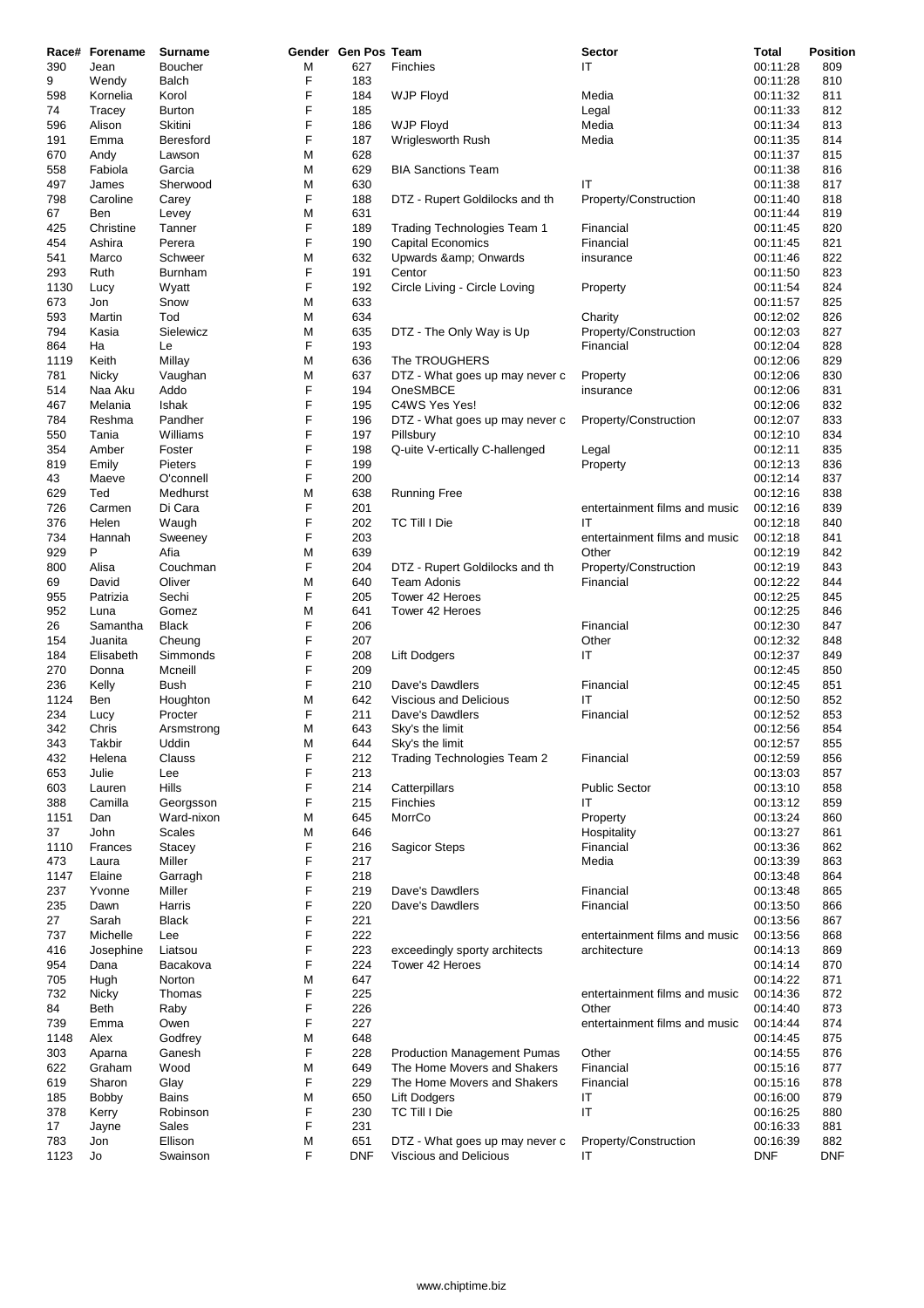| Race# | Forename | Surname | Gender | Gen Pos | Team | Sector | Total | Position |
|---|---|---|---|---|---|---|---|---|
| 390 | Jean | Boucher | M | 627 | Finchies | IT | 00:11:28 | 809 |
| 9 | Wendy | Balch | F | 183 | | | 00:11:28 | 810 |
| 598 | Kornelia | Korol | F | 184 | WJP Floyd | Media | 00:11:32 | 811 |
| 74 | Tracey | Burton | F | 185 | | Legal | 00:11:33 | 812 |
| 596 | Alison | Skitini | F | 186 | WJP Floyd | Media | 00:11:34 | 813 |
| 191 | Emma | Beresford | F | 187 | Wriglesworth Rush | Media | 00:11:35 | 814 |
| 670 | Andy | Lawson | M | 628 | | | 00:11:37 | 815 |
| 558 | Fabiola | Garcia | M | 629 | BIA Sanctions Team | | 00:11:38 | 816 |
| 497 | James | Sherwood | M | 630 | | IT | 00:11:38 | 817 |
| 798 | Caroline | Carey | F | 188 | DTZ - Rupert Goldilocks and th | Property/Construction | 00:11:40 | 818 |
| 67 | Ben | Levey | M | 631 | | | 00:11:44 | 819 |
| 425 | Christine | Tanner | F | 189 | Trading Technologies Team 1 | Financial | 00:11:45 | 820 |
| 454 | Ashira | Perera | F | 190 | Capital Economics | Financial | 00:11:45 | 821 |
| 541 | Marco | Schweer | M | 632 | Upwards &amp; Onwards | insurance | 00:11:46 | 822 |
| 293 | Ruth | Burnham | F | 191 | Centor | | 00:11:50 | 823 |
| 1130 | Lucy | Wyatt | F | 192 | Circle Living - Circle Loving | Property | 00:11:54 | 824 |
| 673 | Jon | Snow | M | 633 | | | 00:11:57 | 825 |
| 593 | Martin | Tod | M | 634 | | Charity | 00:12:02 | 826 |
| 794 | Kasia | Sielewicz | M | 635 | DTZ - The Only Way is Up | Property/Construction | 00:12:03 | 827 |
| 864 | Ha | Le | F | 193 | | Financial | 00:12:04 | 828 |
| 1119 | Keith | Millay | M | 636 | The TROUGHERS | | 00:12:06 | 829 |
| 781 | Nicky | Vaughan | M | 637 | DTZ - What goes up may never c | Property | 00:12:06 | 830 |
| 514 | Naa Aku | Addo | F | 194 | OneSMBCE | insurance | 00:12:06 | 831 |
| 467 | Melania | Ishak | F | 195 | C4WS Yes Yes! | | 00:12:06 | 832 |
| 784 | Reshma | Pandher | F | 196 | DTZ - What goes up may never c | Property/Construction | 00:12:07 | 833 |
| 550 | Tania | Williams | F | 197 | Pillsbury | | 00:12:10 | 834 |
| 354 | Amber | Foster | F | 198 | Q-uite V-ertically C-hallenged | Legal | 00:12:11 | 835 |
| 819 | Emily | Pieters | F | 199 | | Property | 00:12:13 | 836 |
| 43 | Maeve | O'connell | F | 200 | | | 00:12:14 | 837 |
| 629 | Ted | Medhurst | M | 638 | Running Free | | 00:12:16 | 838 |
| 726 | Carmen | Di Cara | F | 201 | | entertainment films and music | 00:12:16 | 839 |
| 376 | Helen | Waugh | F | 202 | TC Till I Die | IT | 00:12:18 | 840 |
| 734 | Hannah | Sweeney | F | 203 | | entertainment films and music | 00:12:18 | 841 |
| 929 | P | Afia | M | 639 | | Other | 00:12:19 | 842 |
| 800 | Alisa | Couchman | F | 204 | DTZ - Rupert Goldilocks and th | Property/Construction | 00:12:19 | 843 |
| 69 | David | Oliver | M | 640 | Team Adonis | Financial | 00:12:22 | 844 |
| 955 | Patrizia | Sechi | F | 205 | Tower 42 Heroes | | 00:12:25 | 845 |
| 952 | Luna | Gomez | M | 641 | Tower 42 Heroes | | 00:12:25 | 846 |
| 26 | Samantha | Black | F | 206 | | Financial | 00:12:30 | 847 |
| 154 | Juanita | Cheung | F | 207 | | Other | 00:12:32 | 848 |
| 184 | Elisabeth | Simmonds | F | 208 | Lift Dodgers | IT | 00:12:37 | 849 |
| 270 | Donna | Mcneill | F | 209 | | | 00:12:45 | 850 |
| 236 | Kelly | Bush | F | 210 | Dave's Dawdlers | Financial | 00:12:45 | 851 |
| 1124 | Ben | Houghton | M | 642 | Viscious and Delicious | IT | 00:12:50 | 852 |
| 234 | Lucy | Procter | F | 211 | Dave's Dawdlers | Financial | 00:12:52 | 853 |
| 342 | Chris | Arsmstrong | M | 643 | Sky's the limit | | 00:12:56 | 854 |
| 343 | Takbir | Uddin | M | 644 | Sky's the limit | | 00:12:57 | 855 |
| 432 | Helena | Clauss | F | 212 | Trading Technologies Team 2 | Financial | 00:12:59 | 856 |
| 653 | Julie | Lee | F | 213 | | | 00:13:03 | 857 |
| 603 | Lauren | Hills | F | 214 | Catterpillars | Public Sector | 00:13:10 | 858 |
| 388 | Camilla | Georgsson | F | 215 | Finchies | IT | 00:13:12 | 859 |
| 1151 | Dan | Ward-nixon | M | 645 | MorrCo | Property | 00:13:24 | 860 |
| 37 | John | Scales | M | 646 | | Hospitality | 00:13:27 | 861 |
| 1110 | Frances | Stacey | F | 216 | Sagicor Steps | Financial | 00:13:36 | 862 |
| 473 | Laura | Miller | F | 217 | | Media | 00:13:39 | 863 |
| 1147 | Elaine | Garragh | F | 218 | | | 00:13:48 | 864 |
| 237 | Yvonne | Miller | F | 219 | Dave's Dawdlers | Financial | 00:13:48 | 865 |
| 235 | Dawn | Harris | F | 220 | Dave's Dawdlers | Financial | 00:13:50 | 866 |
| 27 | Sarah | Black | F | 221 | | | 00:13:56 | 867 |
| 737 | Michelle | Lee | F | 222 | | entertainment films and music | 00:13:56 | 868 |
| 416 | Josephine | Liatsou | F | 223 | exceedingly sporty architects | architecture | 00:14:13 | 869 |
| 954 | Dana | Bacakova | F | 224 | Tower 42 Heroes | | 00:14:14 | 870 |
| 705 | Hugh | Norton | M | 647 | | | 00:14:22 | 871 |
| 732 | Nicky | Thomas | F | 225 | | entertainment films and music | 00:14:36 | 872 |
| 84 | Beth | Raby | F | 226 | | Other | 00:14:40 | 873 |
| 739 | Emma | Owen | F | 227 | | entertainment films and music | 00:14:44 | 874 |
| 1148 | Alex | Godfrey | M | 648 | | | 00:14:45 | 875 |
| 303 | Aparna | Ganesh | F | 228 | Production Management Pumas | Other | 00:14:55 | 876 |
| 622 | Graham | Wood | M | 649 | The Home Movers and Shakers | Financial | 00:15:16 | 877 |
| 619 | Sharon | Glay | F | 229 | The Home Movers and Shakers | Financial | 00:15:16 | 878 |
| 185 | Bobby | Bains | M | 650 | Lift Dodgers | IT | 00:16:00 | 879 |
| 378 | Kerry | Robinson | F | 230 | TC Till I Die | IT | 00:16:25 | 880 |
| 17 | Jayne | Sales | F | 231 | | | 00:16:33 | 881 |
| 783 | Jon | Ellison | M | 651 | DTZ - What goes up may never c | Property/Construction | 00:16:39 | 882 |
| 1123 | Jo | Swainson | F | DNF | Viscious and Delicious | IT | DNF | DNF |

www.chiptime.biz